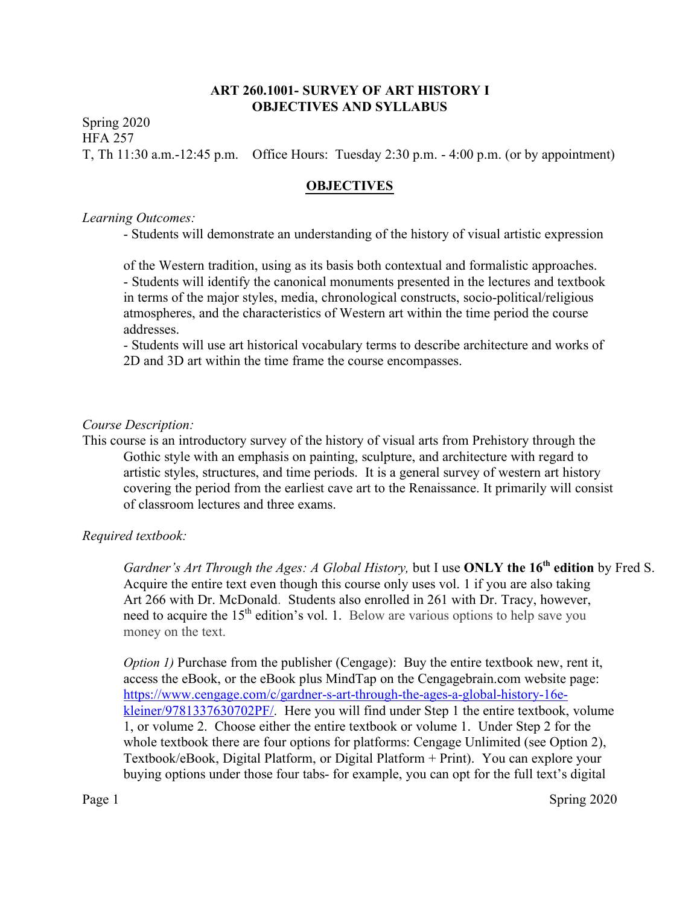**ART 260.1001- SURVEY OF ART HISTORY I**
**OBJECTIVES AND SYLLABUS**

Spring 2020
HFA 257
T, Th 11:30 a.m.-12:45 p.m. Office Hours: Tuesday 2:30 p.m. - 4:00 p.m. (or by appointment)

## OBJECTIVES

*Learning Outcomes:*

- Students will demonstrate an understanding of the history of visual artistic expression of the Western tradition, using as its basis both contextual and formalistic approaches.
- Students will identify the canonical monuments presented in the lectures and textbook in terms of the major styles, media, chronological constructs, socio-political/religious atmospheres, and the characteristics of Western art within the time period the course addresses.
- Students will use art historical vocabulary terms to describe architecture and works of 2D and 3D art within the time frame the course encompasses.

*Course Description:*

This course is an introductory survey of the history of visual arts from Prehistory through the Gothic style with an emphasis on painting, sculpture, and architecture with regard to artistic styles, structures, and time periods. It is a general survey of western art history covering the period from the earliest cave art to the Renaissance. It primarily will consist of classroom lectures and three exams.

*Required textbook:*

*Gardner's Art Through the Ages: A Global History,* but I use **ONLY the 16th edition** by Fred S. Acquire the entire text even though this course only uses vol. 1 if you are also taking Art 266 with Dr. McDonald. Students also enrolled in 261 with Dr. Tracy, however, need to acquire the 15th edition's vol. 1. Below are various options to help save you money on the text.

*Option 1)* Purchase from the publisher (Cengage): Buy the entire textbook new, rent it, access the eBook, or the eBook plus MindTap on the Cengagebrain.com website page: https://www.cengage.com/c/gardner-s-art-through-the-ages-a-global-history-16e-kleiner/9781337630702PF/. Here you will find under Step 1 the entire textbook, volume 1, or volume 2. Choose either the entire textbook or volume 1. Under Step 2 for the whole textbook there are four options for platforms: Cengage Unlimited (see Option 2), Textbook/eBook, Digital Platform, or Digital Platform + Print). You can explore your buying options under those four tabs- for example, you can opt for the full text's digital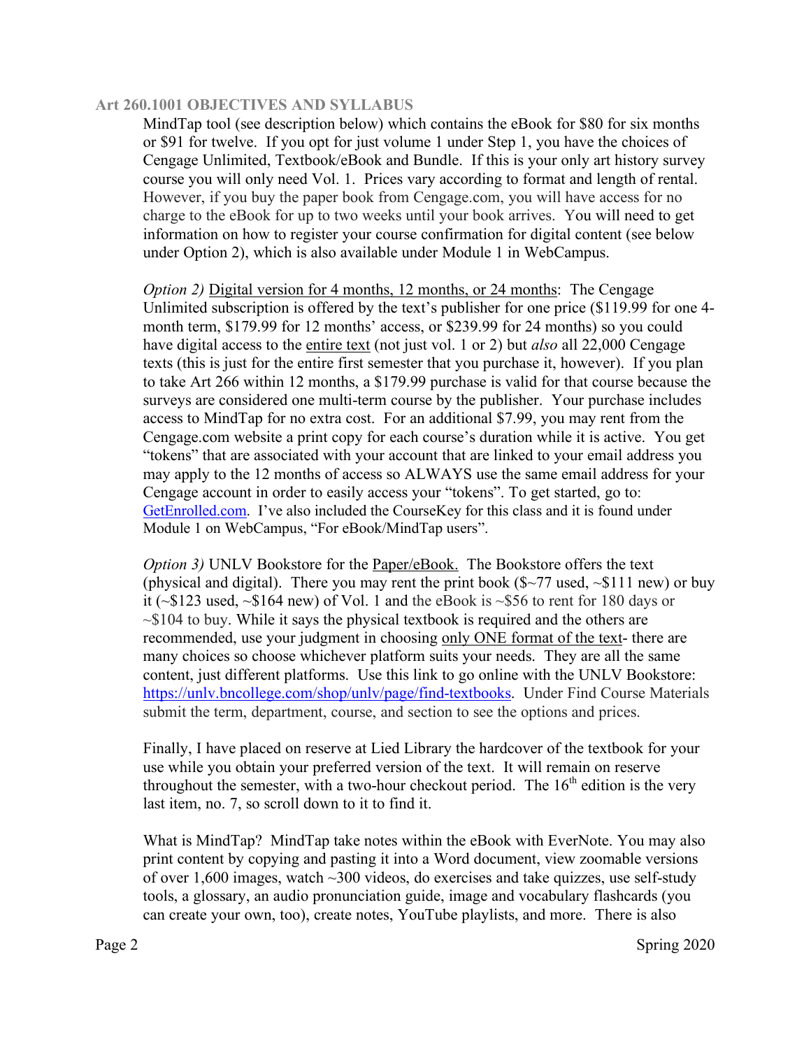**Art 260.1001 OBJECTIVES AND SYLLABUS**

MindTap tool (see description below) which contains the eBook for $80 for six months or $91 for twelve. If you opt for just volume 1 under Step 1, you have the choices of Cengage Unlimited, Textbook/eBook and Bundle. If this is your only art history survey course you will only need Vol. 1. Prices vary according to format and length of rental. However, if you buy the paper book from Cengage.com, you will have access for no charge to the eBook for up to two weeks until your book arrives. You will need to get information on how to register your course confirmation for digital content (see below under Option 2), which is also available under Module 1 in WebCampus.

*Option 2)* Digital version for 4 months, 12 months, or 24 months: The Cengage Unlimited subscription is offered by the text's publisher for one price ($119.99 for one 4-month term, $179.99 for 12 months' access, or $239.99 for 24 months) so you could have digital access to the entire text (not just vol. 1 or 2) but *also* all 22,000 Cengage texts (this is just for the entire first semester that you purchase it, however). If you plan to take Art 266 within 12 months, a $179.99 purchase is valid for that course because the surveys are considered one multi-term course by the publisher. Your purchase includes access to MindTap for no extra cost. For an additional $7.99, you may rent from the Cengage.com website a print copy for each course's duration while it is active. You get "tokens" that are associated with your account that are linked to your email address you may apply to the 12 months of access so ALWAYS use the same email address for your Cengage account in order to easily access your "tokens". To get started, go to: GetEnrolled.com. I've also included the CourseKey for this class and it is found under Module 1 on WebCampus, "For eBook/MindTap users".

*Option 3)* UNLV Bookstore for the Paper/eBook. The Bookstore offers the text (physical and digital). There you may rent the print book ($~77 used, ~$111 new) or buy it (~$123 used, ~$164 new) of Vol. 1 and the eBook is ~$56 to rent for 180 days or ~$104 to buy. While it says the physical textbook is required and the others are recommended, use your judgment in choosing only ONE format of the text- there are many choices so choose whichever platform suits your needs. They are all the same content, just different platforms. Use this link to go online with the UNLV Bookstore: https://unlv.bncollege.com/shop/unlv/page/find-textbooks. Under Find Course Materials submit the term, department, course, and section to see the options and prices.

Finally, I have placed on reserve at Lied Library the hardcover of the textbook for your use while you obtain your preferred version of the text. It will remain on reserve throughout the semester, with a two-hour checkout period. The 16th edition is the very last item, no. 7, so scroll down to it to find it.

What is MindTap? MindTap take notes within the eBook with EverNote. You may also print content by copying and pasting it into a Word document, view zoomable versions of over 1,600 images, watch ~300 videos, do exercises and take quizzes, use self-study tools, a glossary, an audio pronunciation guide, image and vocabulary flashcards (you can create your own, too), create notes, YouTube playlists, and more. There is also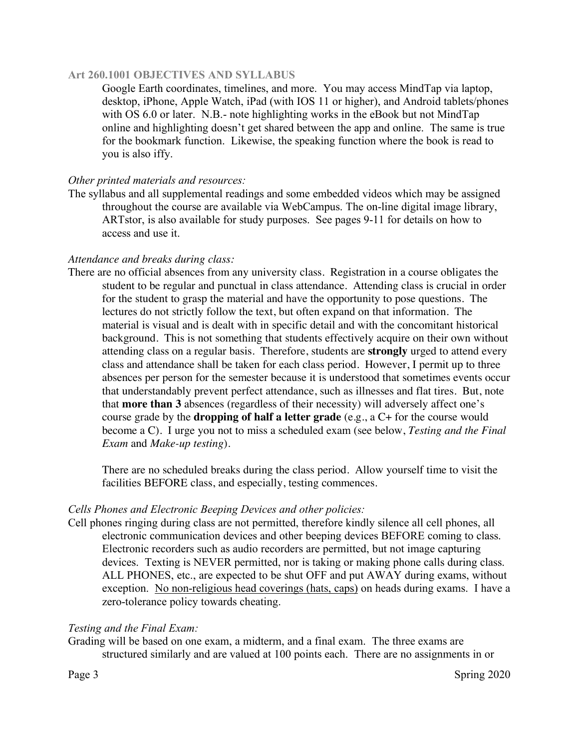Google Earth coordinates, timelines, and more. You may access MindTap via laptop, desktop, iPhone, Apple Watch, iPad (with IOS 11 or higher), and Android tablets/phones with OS 6.0 or later. N.B.- note highlighting works in the eBook but not MindTap online and highlighting doesn't get shared between the app and online. The same is true for the bookmark function. Likewise, the speaking function where the book is read to you is also iffy.

*Other printed materials and resources:*

The syllabus and all supplemental readings and some embedded videos which may be assigned throughout the course are available via WebCampus. The on-line digital image library, ARTstor, is also available for study purposes. See pages 9-11 for details on how to access and use it.

*Attendance and breaks during class:*

There are no official absences from any university class. Registration in a course obligates the student to be regular and punctual in class attendance. Attending class is crucial in order for the student to grasp the material and have the opportunity to pose questions. The lectures do not strictly follow the text, but often expand on that information. The material is visual and is dealt with in specific detail and with the concomitant historical background. This is not something that students effectively acquire on their own without attending class on a regular basis. Therefore, students are **strongly** urged to attend every class and attendance shall be taken for each class period. However, I permit up to three absences per person for the semester because it is understood that sometimes events occur that understandably prevent perfect attendance, such as illnesses and flat tires. But, note that **more than 3** absences (regardless of their necessity) will adversely affect one's course grade by the **dropping of half a letter grade** (e.g., a C+ for the course would become a C). I urge you not to miss a scheduled exam (see below, *Testing and the Final Exam* and *Make-up testing*).

There are no scheduled breaks during the class period. Allow yourself time to visit the facilities BEFORE class, and especially, testing commences.

*Cells Phones and Electronic Beeping Devices and other policies:*

Cell phones ringing during class are not permitted, therefore kindly silence all cell phones, all electronic communication devices and other beeping devices BEFORE coming to class. Electronic recorders such as audio recorders are permitted, but not image capturing devices. Texting is NEVER permitted, nor is taking or making phone calls during class. ALL PHONES, etc., are expected to be shut OFF and put AWAY during exams, without exception. <u>No non-religious head coverings (hats, caps)</u> on heads during exams. I have a zero-tolerance policy towards cheating.

*Testing and the Final Exam:*

Grading will be based on one exam, a midterm, and a final exam. The three exams are structured similarly and are valued at 100 points each. There are no assignments in or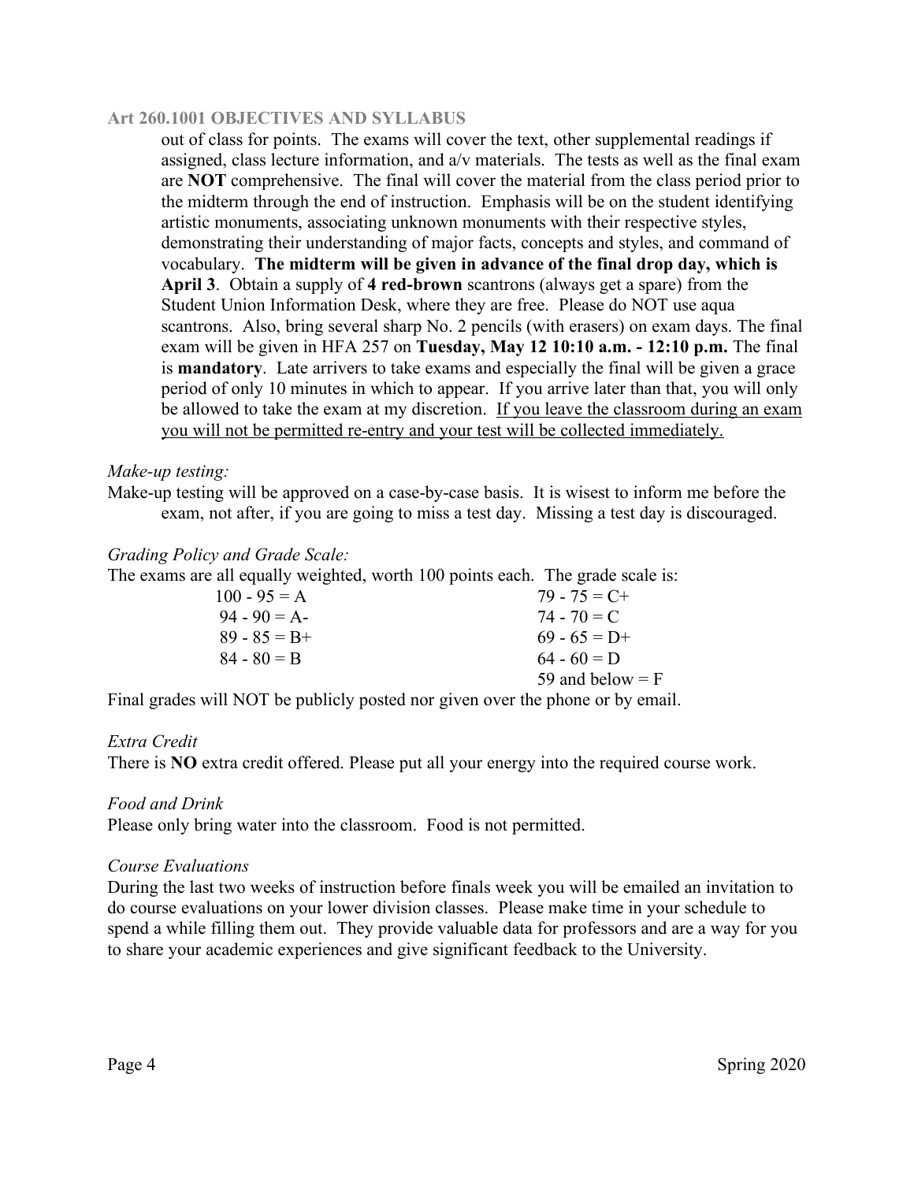out of class for points. The exams will cover the text, other supplemental readings if assigned, class lecture information, and a/v materials. The tests as well as the final exam are **NOT** comprehensive. The final will cover the material from the class period prior to the midterm through the end of instruction. Emphasis will be on the student identifying artistic monuments, associating unknown monuments with their respective styles, demonstrating their understanding of major facts, concepts and styles, and command of vocabulary. **The midterm will be given in advance of the final drop day, which is April 3**. Obtain a supply of **4 red-brown** scantrons (always get a spare) from the Student Union Information Desk, where they are free. Please do NOT use aqua scantrons. Also, bring several sharp No. 2 pencils (with erasers) on exam days. The final exam will be given in HFA 257 on **Tuesday, May 12 10:10 a.m. - 12:10 p.m.** The final is **mandatory**. Late arrivers to take exams and especially the final will be given a grace period of only 10 minutes in which to appear. If you arrive later than that, you will only be allowed to take the exam at my discretion. <u>If you leave the classroom during an exam you will not be permitted re-entry and your test will be collected immediately.</u>

*Make-up testing:*

Make-up testing will be approved on a case-by-case basis. It is wisest to inform me before the exam, not after, if you are going to miss a test day. Missing a test day is discouraged.

*Grading Policy and Grade Scale:*

The exams are all equally weighted, worth 100 points each. The grade scale is:

| | |
|---|---|
| 100 - 95 = A | 79 - 75 = C+ |
| 94 - 90 = A- | 74 - 70 = C |
| 89 - 85 = B+ | 69 - 65 = D+ |
| 84 - 80 = B | 64 - 60 = D |
| | 59 and below = F |

Final grades will NOT be publicly posted nor given over the phone or by email.

*Extra Credit*

There is **NO** extra credit offered. Please put all your energy into the required course work.

*Food and Drink*

Please only bring water into the classroom. Food is not permitted.

*Course Evaluations*

During the last two weeks of instruction before finals week you will be emailed an invitation to do course evaluations on your lower division classes. Please make time in your schedule to spend a while filling them out. They provide valuable data for professors and are a way for you to share your academic experiences and give significant feedback to the University.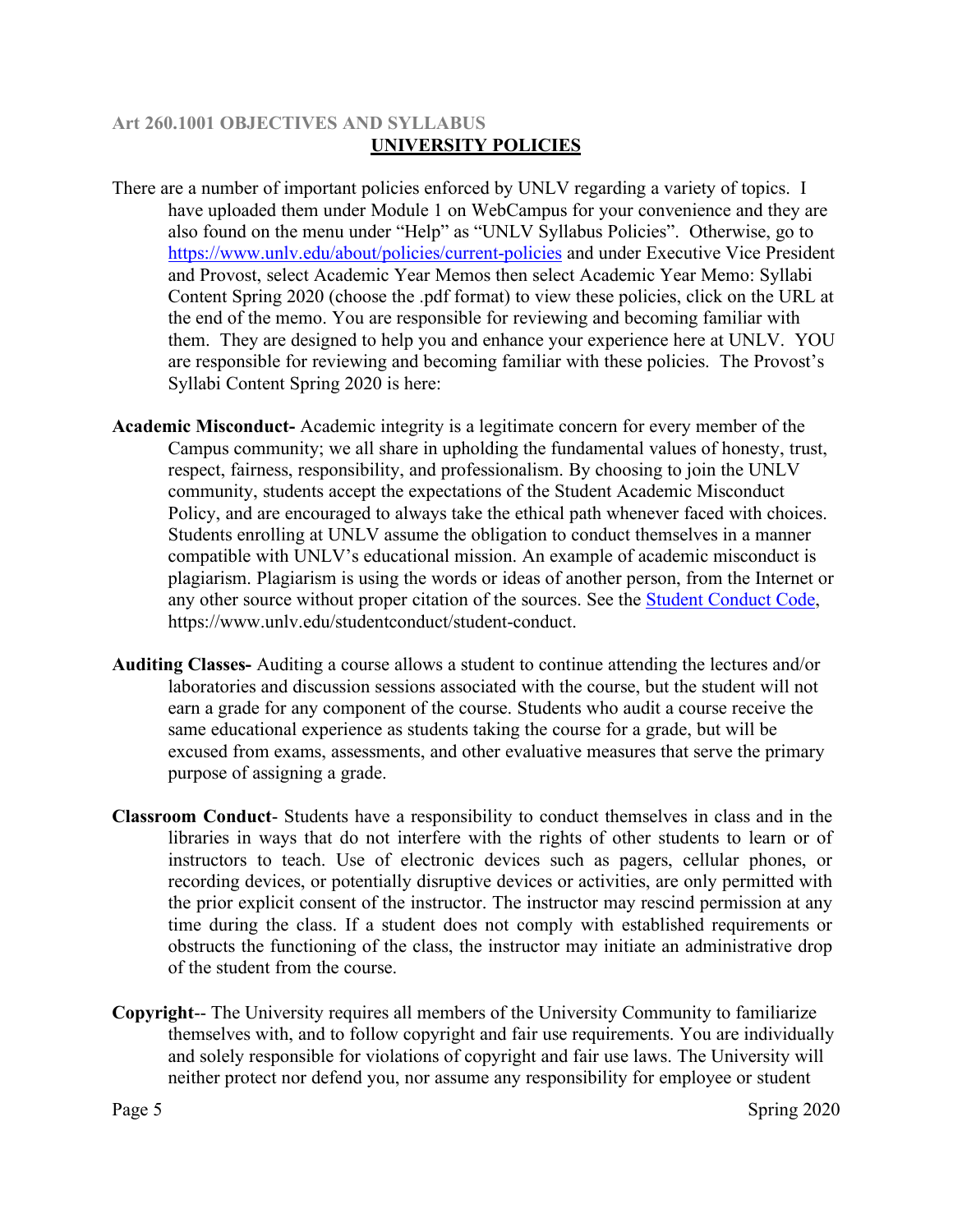## Art 260.1001 OBJECTIVES AND SYLLABUS

### UNIVERSITY POLICIES

There are a number of important policies enforced by UNLV regarding a variety of topics. I have uploaded them under Module 1 on WebCampus for your convenience and they are also found on the menu under "Help" as "UNLV Syllabus Policies". Otherwise, go to [https://www.unlv.edu/about/policies/current-policies](https://www.unlv.edu/about/policies/current-policies) and under Executive Vice President and Provost, select Academic Year Memos then select Academic Year Memo: Syllabi Content Spring 2020 (choose the .pdf format) to view these policies, click on the URL at the end of the memo. You are responsible for reviewing and becoming familiar with them. They are designed to help you and enhance your experience here at UNLV. YOU are responsible for reviewing and becoming familiar with these policies. The Provost's Syllabi Content Spring 2020 is here:

**Academic Misconduct-** Academic integrity is a legitimate concern for every member of the Campus community; we all share in upholding the fundamental values of honesty, trust, respect, fairness, responsibility, and professionalism. By choosing to join the UNLV community, students accept the expectations of the Student Academic Misconduct Policy, and are encouraged to always take the ethical path whenever faced with choices. Students enrolling at UNLV assume the obligation to conduct themselves in a manner compatible with UNLV's educational mission. An example of academic misconduct is plagiarism. Plagiarism is using the words or ideas of another person, from the Internet or any other source without proper citation of the sources. See the [Student Conduct Code](https://www.unlv.edu/studentconduct/student-conduct), https://www.unlv.edu/studentconduct/student-conduct.

**Auditing Classes-** Auditing a course allows a student to continue attending the lectures and/or laboratories and discussion sessions associated with the course, but the student will not earn a grade for any component of the course. Students who audit a course receive the same educational experience as students taking the course for a grade, but will be excused from exams, assessments, and other evaluative measures that serve the primary purpose of assigning a grade.

**Classroom Conduct**- Students have a responsibility to conduct themselves in class and in the libraries in ways that do not interfere with the rights of other students to learn or of instructors to teach. Use of electronic devices such as pagers, cellular phones, or recording devices, or potentially disruptive devices or activities, are only permitted with the prior explicit consent of the instructor. The instructor may rescind permission at any time during the class. If a student does not comply with established requirements or obstructs the functioning of the class, the instructor may initiate an administrative drop of the student from the course.

**Copyright**-- The University requires all members of the University Community to familiarize themselves with, and to follow copyright and fair use requirements. You are individually and solely responsible for violations of copyright and fair use laws. The University will neither protect nor defend you, nor assume any responsibility for employee or student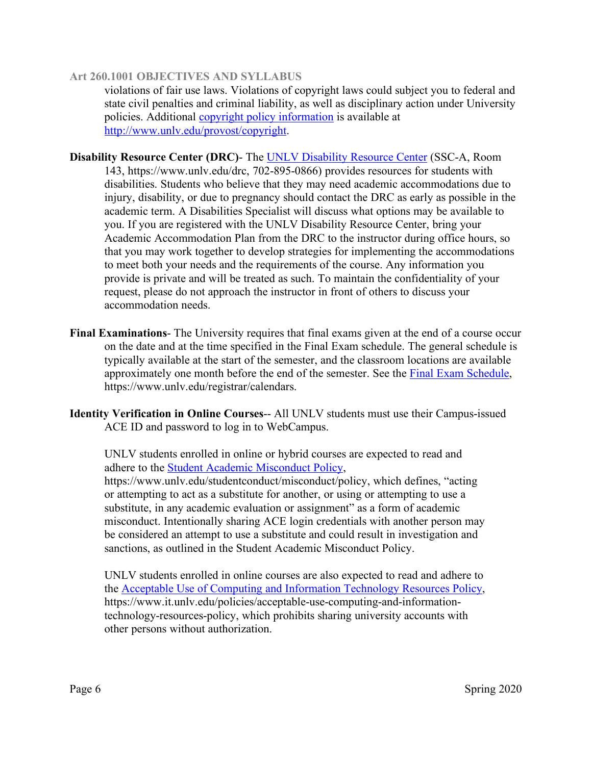violations of fair use laws. Violations of copyright laws could subject you to federal and state civil penalties and criminal liability, as well as disciplinary action under University policies. Additional [copyright policy information](http://www.unlv.edu/provost/copyright) is available at [http://www.unlv.edu/provost/copyright](http://www.unlv.edu/provost/copyright).

**Disability Resource Center (DRC)**- The [UNLV Disability Resource Center](https://www.unlv.edu/drc) (SSC-A, Room 143, https://www.unlv.edu/drc, 702-895-0866) provides resources for students with disabilities. Students who believe that they may need academic accommodations due to injury, disability, or due to pregnancy should contact the DRC as early as possible in the academic term. A Disabilities Specialist will discuss what options may be available to you. If you are registered with the UNLV Disability Resource Center, bring your Academic Accommodation Plan from the DRC to the instructor during office hours, so that you may work together to develop strategies for implementing the accommodations to meet both your needs and the requirements of the course. Any information you provide is private and will be treated as such. To maintain the confidentiality of your request, please do not approach the instructor in front of others to discuss your accommodation needs.

**Final Examinations**- The University requires that final exams given at the end of a course occur on the date and at the time specified in the Final Exam schedule. The general schedule is typically available at the start of the semester, and the classroom locations are available approximately one month before the end of the semester. See the [Final Exam Schedule](https://www.unlv.edu/registrar/calendars), https://www.unlv.edu/registrar/calendars.

**Identity Verification in Online Courses**-- All UNLV students must use their Campus-issued ACE ID and password to log in to WebCampus.

UNLV students enrolled in online or hybrid courses are expected to read and adhere to the [Student Academic Misconduct Policy](https://www.unlv.edu/studentconduct/misconduct/policy), https://www.unlv.edu/studentconduct/misconduct/policy, which defines, "acting or attempting to act as a substitute for another, or using or attempting to use a substitute, in any academic evaluation or assignment" as a form of academic misconduct. Intentionally sharing ACE login credentials with another person may be considered an attempt to use a substitute and could result in investigation and sanctions, as outlined in the Student Academic Misconduct Policy.

UNLV students enrolled in online courses are also expected to read and adhere to the [Acceptable Use of Computing and Information Technology Resources Policy](https://www.it.unlv.edu/policies/acceptable-use-computing-and-information-technology-resources-policy), https://www.it.unlv.edu/policies/acceptable-use-computing-and-information-technology-resources-policy, which prohibits sharing university accounts with other persons without authorization.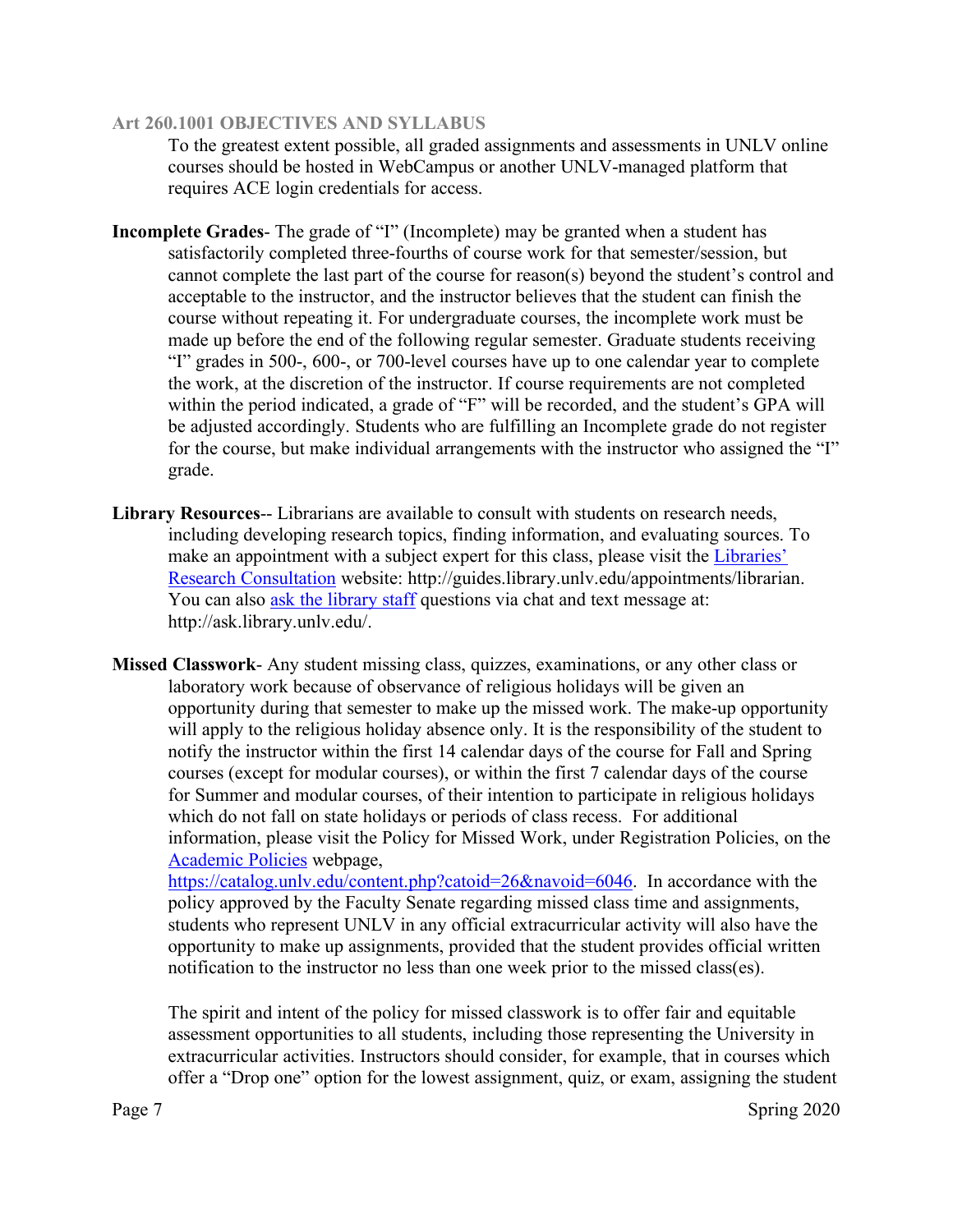**Art 260.1001 OBJECTIVES AND SYLLABUS**

To the greatest extent possible, all graded assignments and assessments in UNLV online courses should be hosted in WebCampus or another UNLV-managed platform that requires ACE login credentials for access.

**Incomplete Grades**- The grade of "I" (Incomplete) may be granted when a student has satisfactorily completed three-fourths of course work for that semester/session, but cannot complete the last part of the course for reason(s) beyond the student's control and acceptable to the instructor, and the instructor believes that the student can finish the course without repeating it. For undergraduate courses, the incomplete work must be made up before the end of the following regular semester. Graduate students receiving "I" grades in 500-, 600-, or 700-level courses have up to one calendar year to complete the work, at the discretion of the instructor. If course requirements are not completed within the period indicated, a grade of "F" will be recorded, and the student's GPA will be adjusted accordingly. Students who are fulfilling an Incomplete grade do not register for the course, but make individual arrangements with the instructor who assigned the "I" grade.

**Library Resources**-- Librarians are available to consult with students on research needs, including developing research topics, finding information, and evaluating sources. To make an appointment with a subject expert for this class, please visit the [Libraries' Research Consultation](http://guides.library.unlv.edu/appointments/librarian) website: http://guides.library.unlv.edu/appointments/librarian. You can also [ask the library staff](http://ask.library.unlv.edu/) questions via chat and text message at: http://ask.library.unlv.edu/.

**Missed Classwork**- Any student missing class, quizzes, examinations, or any other class or laboratory work because of observance of religious holidays will be given an opportunity during that semester to make up the missed work. The make-up opportunity will apply to the religious holiday absence only. It is the responsibility of the student to notify the instructor within the first 14 calendar days of the course for Fall and Spring courses (except for modular courses), or within the first 7 calendar days of the course for Summer and modular courses, of their intention to participate in religious holidays which do not fall on state holidays or periods of class recess. For additional information, please visit the Policy for Missed Work, under Registration Policies, on the [Academic Policies](https://catalog.unlv.edu/content.php?catoid=26&navoid=6046) webpage, https://catalog.unlv.edu/content.php?catoid=26&navoid=6046. In accordance with the policy approved by the Faculty Senate regarding missed class time and assignments, students who represent UNLV in any official extracurricular activity will also have the opportunity to make up assignments, provided that the student provides official written notification to the instructor no less than one week prior to the missed class(es).

The spirit and intent of the policy for missed classwork is to offer fair and equitable assessment opportunities to all students, including those representing the University in extracurricular activities. Instructors should consider, for example, that in courses which offer a "Drop one" option for the lowest assignment, quiz, or exam, assigning the student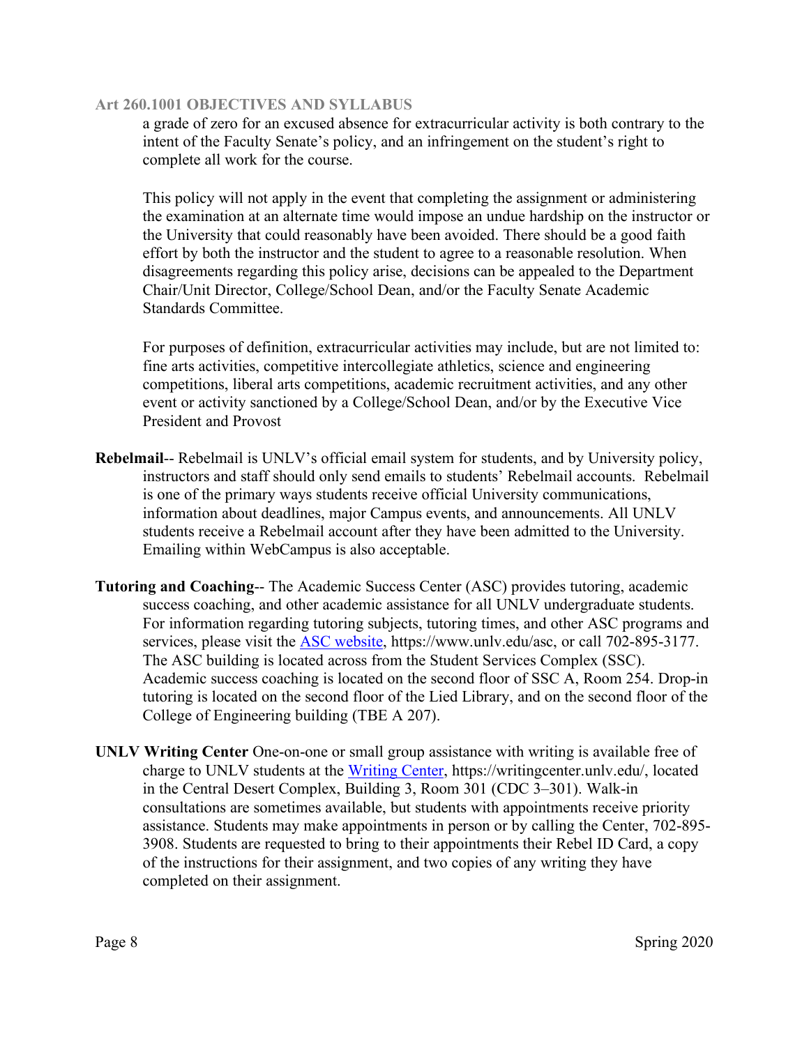a grade of zero for an excused absence for extracurricular activity is both contrary to the intent of the Faculty Senate's policy, and an infringement on the student's right to complete all work for the course.

This policy will not apply in the event that completing the assignment or administering the examination at an alternate time would impose an undue hardship on the instructor or the University that could reasonably have been avoided. There should be a good faith effort by both the instructor and the student to agree to a reasonable resolution. When disagreements regarding this policy arise, decisions can be appealed to the Department Chair/Unit Director, College/School Dean, and/or the Faculty Senate Academic Standards Committee.

For purposes of definition, extracurricular activities may include, but are not limited to: fine arts activities, competitive intercollegiate athletics, science and engineering competitions, liberal arts competitions, academic recruitment activities, and any other event or activity sanctioned by a College/School Dean, and/or by the Executive Vice President and Provost

**Rebelmail**-- Rebelmail is UNLV's official email system for students, and by University policy, instructors and staff should only send emails to students' Rebelmail accounts. Rebelmail is one of the primary ways students receive official University communications, information about deadlines, major Campus events, and announcements. All UNLV students receive a Rebelmail account after they have been admitted to the University. Emailing within WebCampus is also acceptable.

**Tutoring and Coaching**-- The Academic Success Center (ASC) provides tutoring, academic success coaching, and other academic assistance for all UNLV undergraduate students. For information regarding tutoring subjects, tutoring times, and other ASC programs and services, please visit the [ASC website](https://www.unlv.edu/asc), https://www.unlv.edu/asc, or call 702-895-3177. The ASC building is located across from the Student Services Complex (SSC). Academic success coaching is located on the second floor of SSC A, Room 254. Drop-in tutoring is located on the second floor of the Lied Library, and on the second floor of the College of Engineering building (TBE A 207).

**UNLV Writing Center** One-on-one or small group assistance with writing is available free of charge to UNLV students at the [Writing Center](https://writingcenter.unlv.edu/), https://writingcenter.unlv.edu/, located in the Central Desert Complex, Building 3, Room 301 (CDC 3–301). Walk-in consultations are sometimes available, but students with appointments receive priority assistance. Students may make appointments in person or by calling the Center, 702-895-3908. Students are requested to bring to their appointments their Rebel ID Card, a copy of the instructions for their assignment, and two copies of any writing they have completed on their assignment.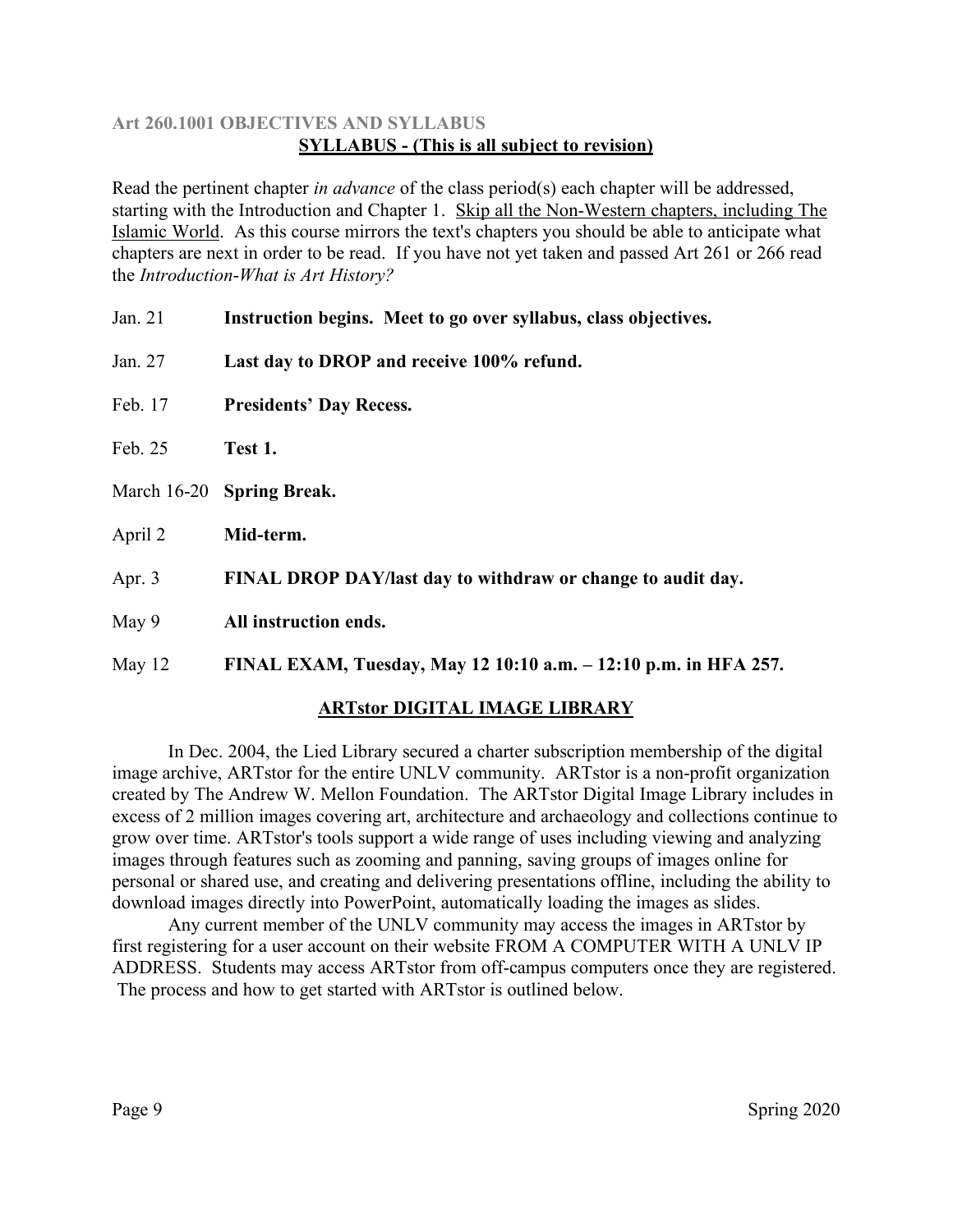### Art 260.1001 OBJECTIVES AND SYLLABUS

## SYLLABUS - (This is all subject to revision)

Read the pertinent chapter *in advance* of the class period(s) each chapter will be addressed, starting with the Introduction and Chapter 1. Skip all the Non-Western chapters, including The Islamic World. As this course mirrors the text's chapters you should be able to anticipate what chapters are next in order to be read. If you have not yet taken and passed Art 261 or 266 read the *Introduction-What is Art History?*

| | |
|---|---|
| Jan. 21 | **Instruction begins. Meet to go over syllabus, class objectives.** |
| Jan. 27 | **Last day to DROP and receive 100% refund.** |
| Feb. 17 | **Presidents' Day Recess.** |
| Feb. 25 | **Test 1.** |
| March 16-20 | **Spring Break.** |
| April 2 | **Mid-term.** |
| Apr. 3 | **FINAL DROP DAY/last day to withdraw or change to audit day.** |
| May 9 | **All instruction ends.** |
| May 12 | **FINAL EXAM, Tuesday, May 12 10:10 a.m. – 12:10 p.m. in HFA 257.** |

## ARTstor DIGITAL IMAGE LIBRARY

In Dec. 2004, the Lied Library secured a charter subscription membership of the digital image archive, ARTstor for the entire UNLV community. ARTstor is a non-profit organization created by The Andrew W. Mellon Foundation. The ARTstor Digital Image Library includes in excess of 2 million images covering art, architecture and archaeology and collections continue to grow over time. ARTstor's tools support a wide range of uses including viewing and analyzing images through features such as zooming and panning, saving groups of images online for personal or shared use, and creating and delivering presentations offline, including the ability to download images directly into PowerPoint, automatically loading the images as slides.

Any current member of the UNLV community may access the images in ARTstor by first registering for a user account on their website FROM A COMPUTER WITH A UNLV IP ADDRESS. Students may access ARTstor from off-campus computers once they are registered. The process and how to get started with ARTstor is outlined below.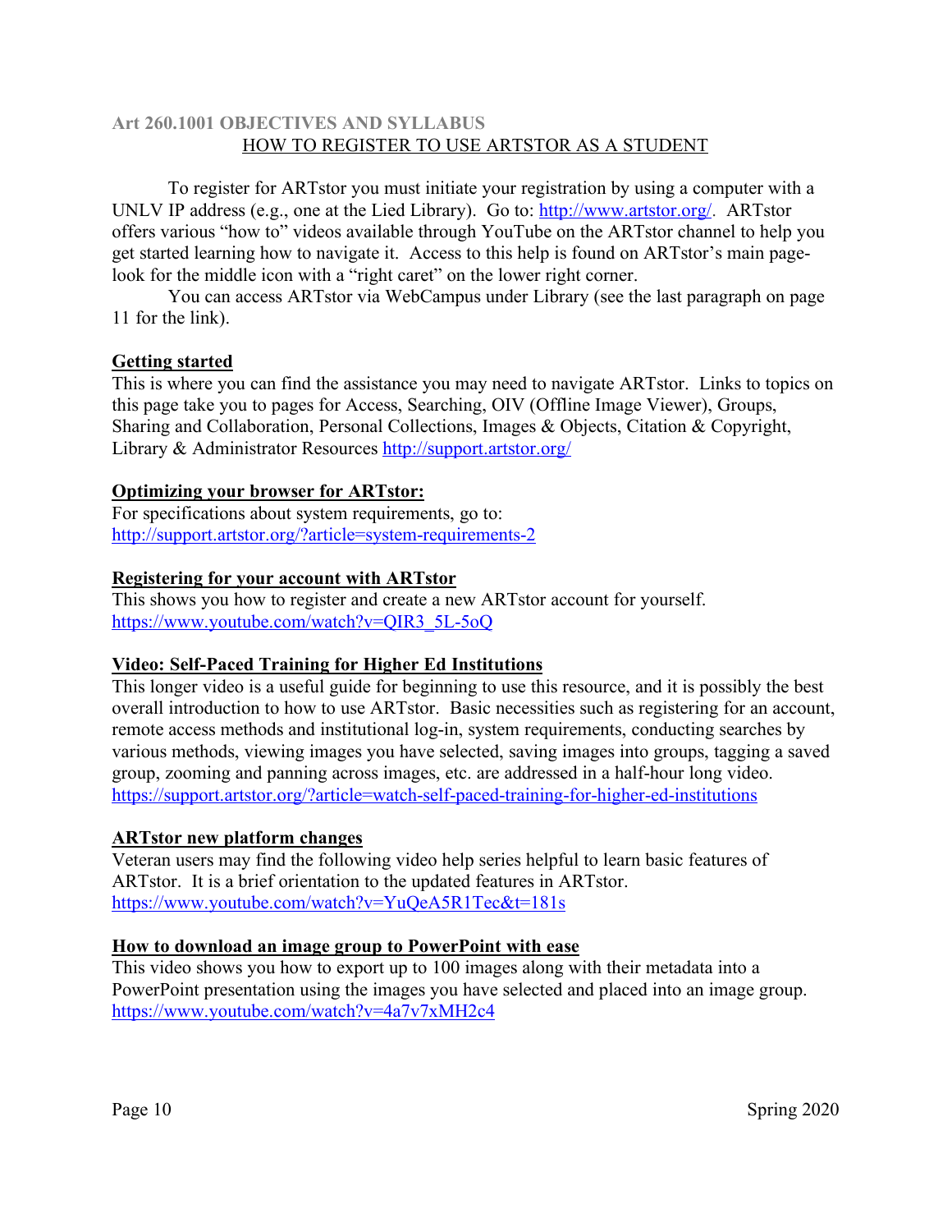**Art 260.1001 OBJECTIVES AND SYLLABUS**

## HOW TO REGISTER TO USE ARTSTOR AS A STUDENT

To register for ARTstor you must initiate your registration by using a computer with a UNLV IP address (e.g., one at the Lied Library). Go to: http://www.artstor.org/. ARTstor offers various "how to" videos available through YouTube on the ARTstor channel to help you get started learning how to navigate it. Access to this help is found on ARTstor's main page- look for the middle icon with a "right caret" on the lower right corner.

You can access ARTstor via WebCampus under Library (see the last paragraph on page 11 for the link).

**Getting started**

This is where you can find the assistance you may need to navigate ARTstor. Links to topics on this page take you to pages for Access, Searching, OIV (Offline Image Viewer), Groups, Sharing and Collaboration, Personal Collections, Images & Objects, Citation & Copyright, Library & Administrator Resources http://support.artstor.org/

**Optimizing your browser for ARTstor:**

For specifications about system requirements, go to: http://support.artstor.org/?article=system-requirements-2

**Registering for your account with ARTstor**

This shows you how to register and create a new ARTstor account for yourself. https://www.youtube.com/watch?v=QIR3_5L-5oQ

**Video: Self-Paced Training for Higher Ed Institutions**

This longer video is a useful guide for beginning to use this resource, and it is possibly the best overall introduction to how to use ARTstor. Basic necessities such as registering for an account, remote access methods and institutional log-in, system requirements, conducting searches by various methods, viewing images you have selected, saving images into groups, tagging a saved group, zooming and panning across images, etc. are addressed in a half-hour long video. https://support.artstor.org/?article=watch-self-paced-training-for-higher-ed-institutions

**ARTstor new platform changes**

Veteran users may find the following video help series helpful to learn basic features of ARTstor. It is a brief orientation to the updated features in ARTstor. https://www.youtube.com/watch?v=YuQeA5R1Tec&t=181s

**How to download an image group to PowerPoint with ease**

This video shows you how to export up to 100 images along with their metadata into a PowerPoint presentation using the images you have selected and placed into an image group. https://www.youtube.com/watch?v=4a7v7xMH2c4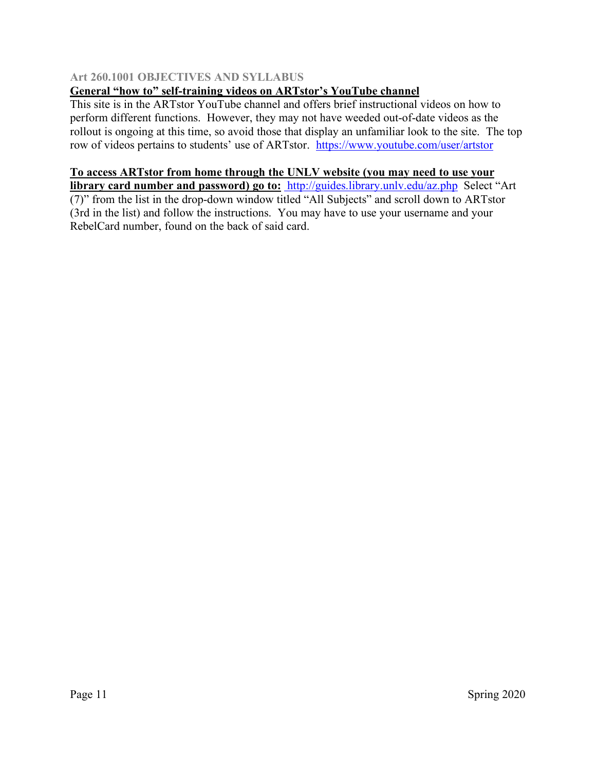**Art 260.1001 OBJECTIVES AND SYLLABUS**

**General "how to" self-training videos on ARTstor's YouTube channel**

This site is in the ARTstor YouTube channel and offers brief instructional videos on how to perform different functions. However, they may not have weeded out-of-date videos as the rollout is ongoing at this time, so avoid those that display an unfamiliar look to the site. The top row of videos pertains to students' use of ARTstor. https://www.youtube.com/user/artstor

**To access ARTstor from home through the UNLV website (you may need to use your library card number and password) go to:** http://guides.library.unlv.edu/az.php Select "Art (7)" from the list in the drop-down window titled "All Subjects" and scroll down to ARTstor (3rd in the list) and follow the instructions. You may have to use your username and your RebelCard number, found on the back of said card.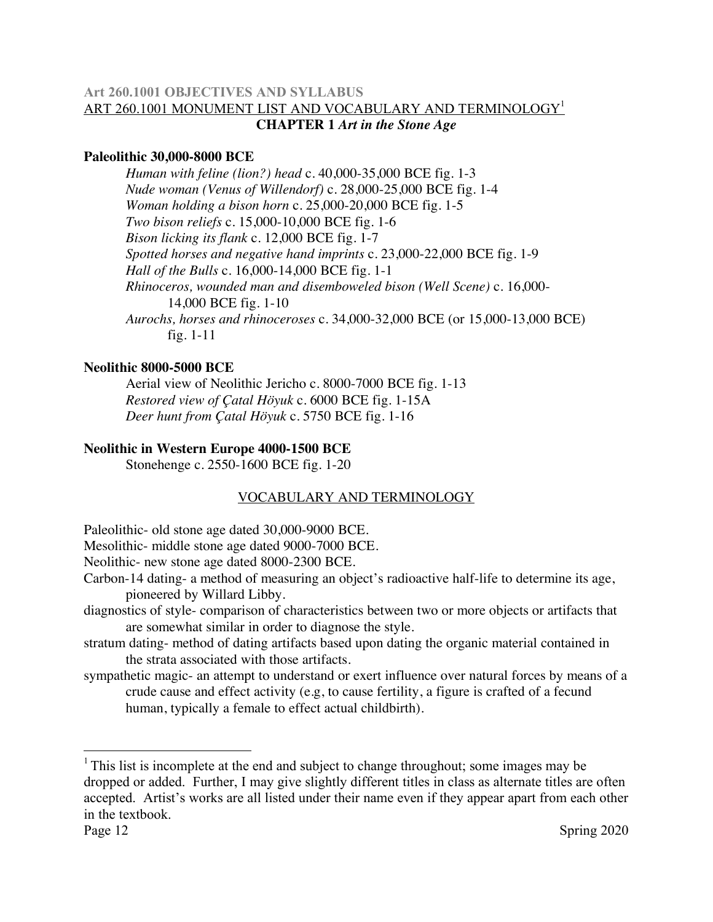### Art 260.1001 OBJECTIVES AND SYLLABUS

ART 260.1001 MONUMENT LIST AND VOCABULARY AND TERMINOLOGY[1]

**CHAPTER 1 *Art in the Stone Age***

**Paleolithic 30,000-8000 BCE**

*Human with feline (lion?) head* c. 40,000-35,000 BCE fig. 1-3
*Nude woman (Venus of Willendorf)* c. 28,000-25,000 BCE fig. 1-4
*Woman holding a bison horn* c. 25,000-20,000 BCE fig. 1-5
*Two bison reliefs* c. 15,000-10,000 BCE fig. 1-6
*Bison licking its flank* c. 12,000 BCE fig. 1-7
*Spotted horses and negative hand imprints* c. 23,000-22,000 BCE fig. 1-9
*Hall of the Bulls* c. 16,000-14,000 BCE fig. 1-1
*Rhinoceros, wounded man and disemboweled bison (Well Scene)* c. 16,000-14,000 BCE fig. 1-10
*Aurochs, horses and rhinoceroses* c. 34,000-32,000 BCE (or 15,000-13,000 BCE) fig. 1-11

**Neolithic 8000-5000 BCE**

Aerial view of Neolithic Jericho c. 8000-7000 BCE fig. 1-13
*Restored view of Çatal Höyuk* c. 6000 BCE fig. 1-15A
*Deer hunt from Çatal Höyuk* c. 5750 BCE fig. 1-16

**Neolithic in Western Europe 4000-1500 BCE**

Stonehenge c. 2550-1600 BCE fig. 1-20

VOCABULARY AND TERMINOLOGY

Paleolithic- old stone age dated 30,000-9000 BCE.

Mesolithic- middle stone age dated 9000-7000 BCE.

Neolithic- new stone age dated 8000-2300 BCE.

Carbon-14 dating- a method of measuring an object's radioactive half-life to determine its age, pioneered by Willard Libby.

diagnostics of style- comparison of characteristics between two or more objects or artifacts that are somewhat similar in order to diagnose the style.

stratum dating- method of dating artifacts based upon dating the organic material contained in the strata associated with those artifacts.

sympathetic magic- an attempt to understand or exert influence over natural forces by means of a crude cause and effect activity (e.g, to cause fertility, a figure is crafted of a fecund human, typically a female to effect actual childbirth).

---

[1] This list is incomplete at the end and subject to change throughout; some images may be dropped or added. Further, I may give slightly different titles in class as alternate titles are often accepted. Artist's works are all listed under their name even if they appear apart from each other in the textbook.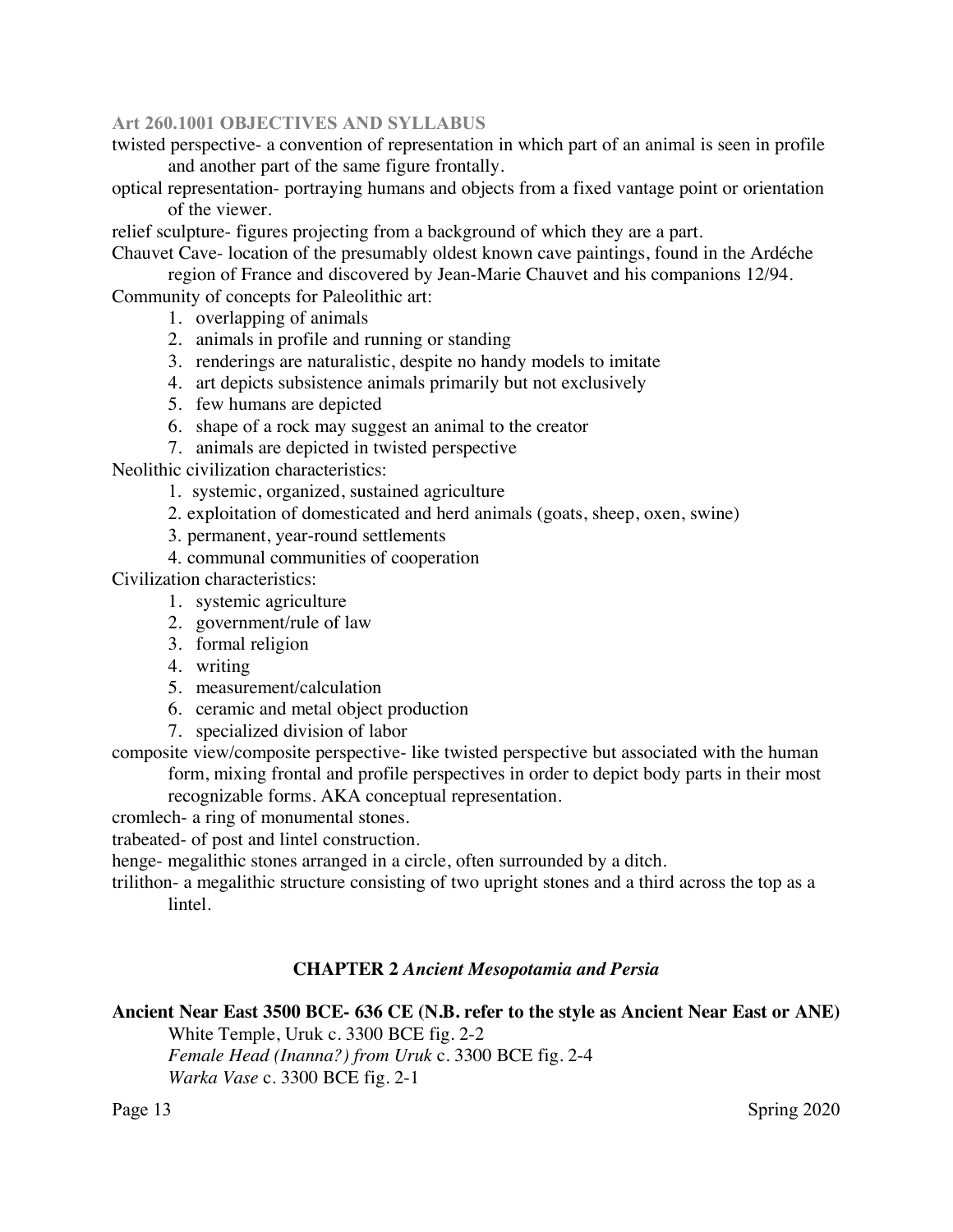twisted perspective- a convention of representation in which part of an animal is seen in profile and another part of the same figure frontally.

optical representation- portraying humans and objects from a fixed vantage point or orientation of the viewer.

relief sculpture- figures projecting from a background of which they are a part.

Chauvet Cave- location of the presumably oldest known cave paintings, found in the Ardéche region of France and discovered by Jean-Marie Chauvet and his companions 12/94.

Community of concepts for Paleolithic art:

1. overlapping of animals
2. animals in profile and running or standing
3. renderings are naturalistic, despite no handy models to imitate
4. art depicts subsistence animals primarily but not exclusively
5. few humans are depicted
6. shape of a rock may suggest an animal to the creator
7. animals are depicted in twisted perspective

Neolithic civilization characteristics:

1. systemic, organized, sustained agriculture
2. exploitation of domesticated and herd animals (goats, sheep, oxen, swine)
3. permanent, year-round settlements
4. communal communities of cooperation

Civilization characteristics:

1. systemic agriculture
2. government/rule of law
3. formal religion
4. writing
5. measurement/calculation
6. ceramic and metal object production
7. specialized division of labor

composite view/composite perspective- like twisted perspective but associated with the human form, mixing frontal and profile perspectives in order to depict body parts in their most recognizable forms. AKA conceptual representation.

cromlech- a ring of monumental stones.

trabeated- of post and lintel construction.

henge- megalithic stones arranged in a circle, often surrounded by a ditch.

trilithon- a megalithic structure consisting of two upright stones and a third across the top as a lintel.

## CHAPTER 2 *Ancient Mesopotamia and Persia*

**Ancient Near East 3500 BCE- 636 CE (N.B. refer to the style as Ancient Near East or ANE)**

White Temple, Uruk c. 3300 BCE fig. 2-2

*Female Head (Inanna?) from Uruk* c. 3300 BCE fig. 2-4

*Warka Vase* c. 3300 BCE fig. 2-1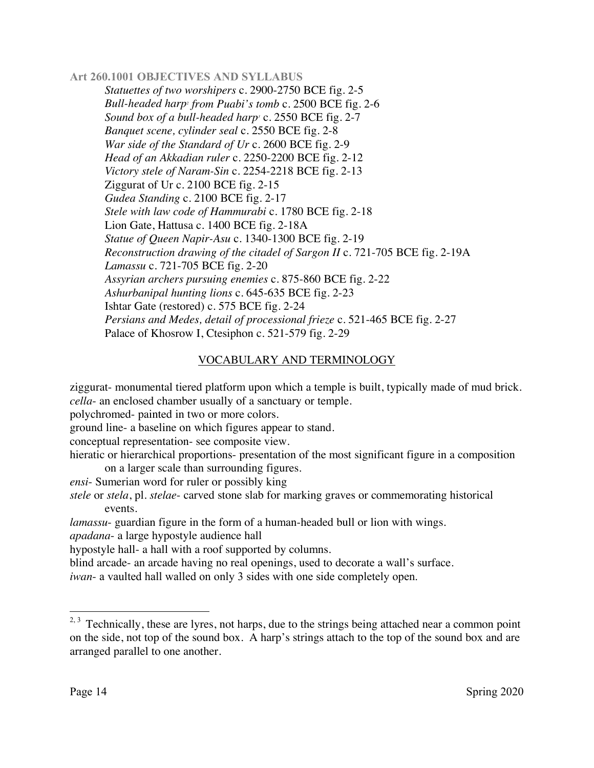**Art 260.1001 OBJECTIVES AND SYLLABUS**

*Statuettes of two worshipers* c. 2900-2750 BCE fig. 2-5
*Bull-headed harp*[2] *from Puabi's tomb* c. 2500 BCE fig. 2-6
*Sound box of a bull-headed harp*[3] c. 2550 BCE fig. 2-7
*Banquet scene, cylinder seal* c. 2550 BCE fig. 2-8
*War side of the Standard of Ur* c. 2600 BCE fig. 2-9
*Head of an Akkadian ruler* c. 2250-2200 BCE fig. 2-12
*Victory stele of Naram-Sin* c. 2254-2218 BCE fig. 2-13
Ziggurat of Ur c. 2100 BCE fig. 2-15
*Gudea Standing* c. 2100 BCE fig. 2-17
*Stele with law code of Hammurabi* c. 1780 BCE fig. 2-18
Lion Gate, Hattusa c. 1400 BCE fig. 2-18A
*Statue of Queen Napir-Asu* c. 1340-1300 BCE fig. 2-19
*Reconstruction drawing of the citadel of Sargon II* c. 721-705 BCE fig. 2-19A
*Lamassu* c. 721-705 BCE fig. 2-20
*Assyrian archers pursuing enemies* c. 875-860 BCE fig. 2-22
*Ashurbanipal hunting lions* c. 645-635 BCE fig. 2-23
Ishtar Gate (restored) c. 575 BCE fig. 2-24
*Persians and Medes, detail of processional frieze* c. 521-465 BCE fig. 2-27
Palace of Khosrow I, Ctesiphon c. 521-579 fig. 2-29

## VOCABULARY AND TERMINOLOGY

ziggurat- monumental tiered platform upon which a temple is built, typically made of mud brick.
*cella*- an enclosed chamber usually of a sanctuary or temple.
polychromed- painted in two or more colors.
ground line- a baseline on which figures appear to stand.
conceptual representation- see composite view.
hieratic or hierarchical proportions- presentation of the most significant figure in a composition on a larger scale than surrounding figures.
*ensi*- Sumerian word for ruler or possibly king
*stele* or *stela*, pl. *stelae*- carved stone slab for marking graves or commemorating historical events.
*lamassu*- guardian figure in the form of a human-headed bull or lion with wings.
*apadana*- a large hypostyle audience hall
hypostyle hall- a hall with a roof supported by columns.
blind arcade- an arcade having no real openings, used to decorate a wall's surface.
*iwan*- a vaulted hall walled on only 3 sides with one side completely open.

---

[2, 3] Technically, these are lyres, not harps, due to the strings being attached near a common point on the side, not top of the sound box. A harp's strings attach to the top of the sound box and are arranged parallel to one another.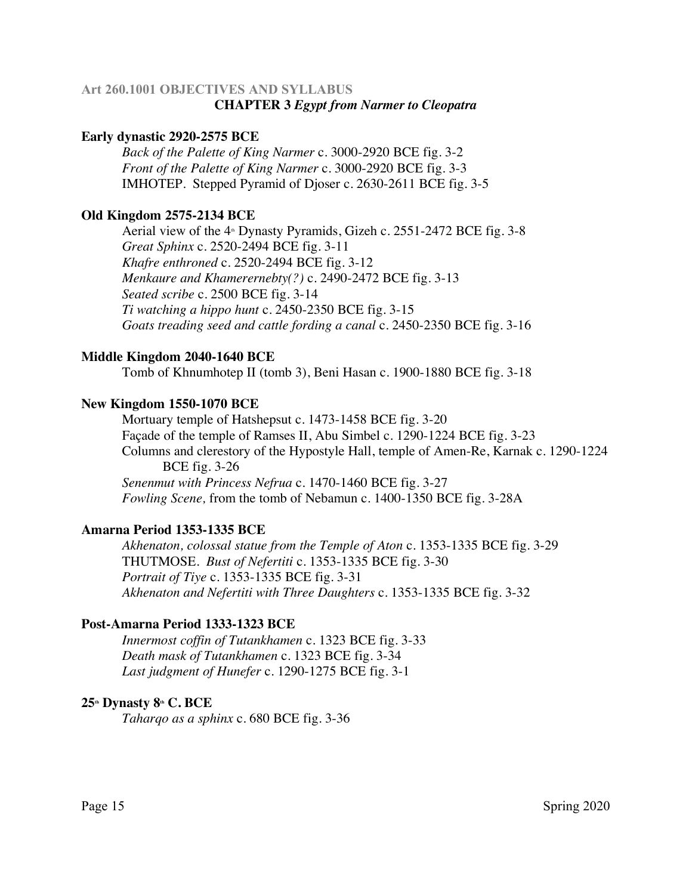**Art 260.1001 OBJECTIVES AND SYLLABUS**

**CHAPTER 3 *Egypt from Narmer to Cleopatra***

**Early dynastic 2920-2575 BCE**

*Back of the Palette of King Narmer* c. 3000-2920 BCE fig. 3-2
*Front of the Palette of King Narmer* c. 3000-2920 BCE fig. 3-3
IMHOTEP. Stepped Pyramid of Djoser c. 2630-2611 BCE fig. 3-5

**Old Kingdom 2575-2134 BCE**

Aerial view of the 4th Dynasty Pyramids, Gizeh c. 2551-2472 BCE fig. 3-8
*Great Sphinx* c. 2520-2494 BCE fig. 3-11
*Khafre enthroned* c. 2520-2494 BCE fig. 3-12
*Menkaure and Khamerernebty(?)* c. 2490-2472 BCE fig. 3-13
*Seated scribe* c. 2500 BCE fig. 3-14
*Ti watching a hippo hunt* c. 2450-2350 BCE fig. 3-15
*Goats treading seed and cattle fording a canal* c. 2450-2350 BCE fig. 3-16

**Middle Kingdom 2040-1640 BCE**

Tomb of Khnumhotep II (tomb 3), Beni Hasan c. 1900-1880 BCE fig. 3-18

**New Kingdom 1550-1070 BCE**

Mortuary temple of Hatshepsut c. 1473-1458 BCE fig. 3-20
Façade of the temple of Ramses II, Abu Simbel c. 1290-1224 BCE fig. 3-23
Columns and clerestory of the Hypostyle Hall, temple of Amen-Re, Karnak c. 1290-1224 BCE fig. 3-26
*Senenmut with Princess Nefrua* c. 1470-1460 BCE fig. 3-27
*Fowling Scene,* from the tomb of Nebamun c. 1400-1350 BCE fig. 3-28A

**Amarna Period 1353-1335 BCE**

*Akhenaton, colossal statue from the Temple of Aton* c. 1353-1335 BCE fig. 3-29
THUTMOSE. *Bust of Nefertiti* c. 1353-1335 BCE fig. 3-30
*Portrait of Tiye* c. 1353-1335 BCE fig. 3-31
*Akhenaton and Nefertiti with Three Daughters* c. 1353-1335 BCE fig. 3-32

**Post-Amarna Period 1333-1323 BCE**

*Innermost coffin of Tutankhamen* c. 1323 BCE fig. 3-33
*Death mask of Tutankhamen* c. 1323 BCE fig. 3-34
*Last judgment of Hunefer* c. 1290-1275 BCE fig. 3-1

**25th Dynasty 8th C. BCE**

*Taharqo as a sphinx* c. 680 BCE fig. 3-36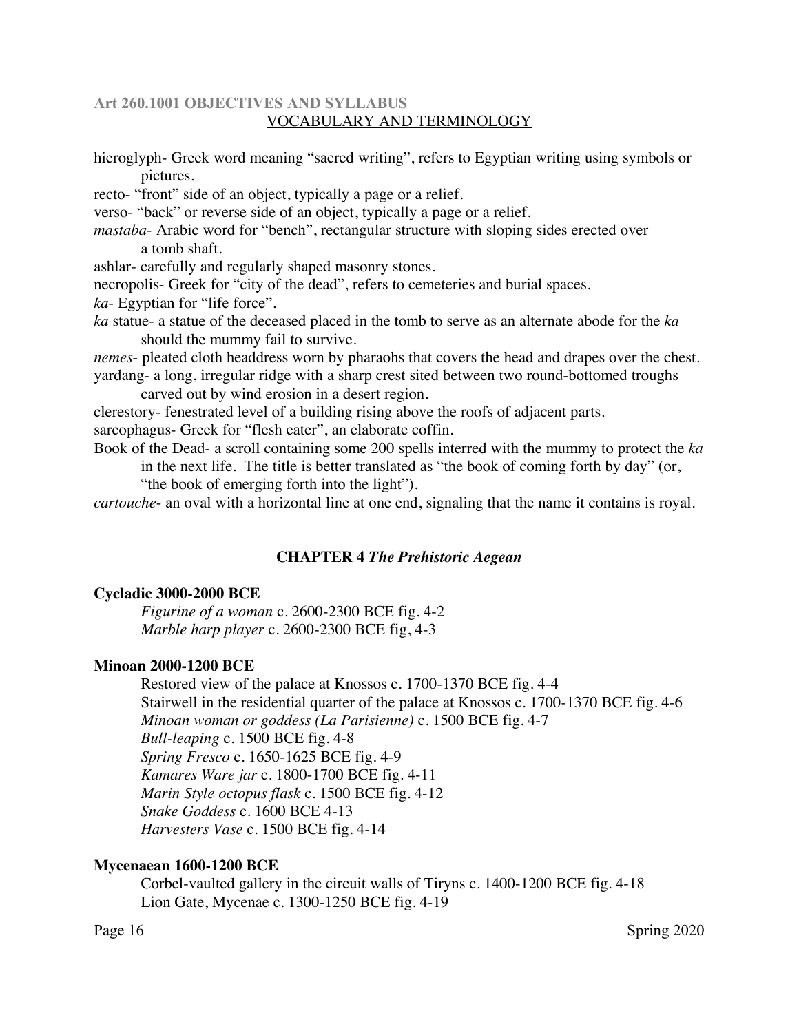**Art 260.1001 OBJECTIVES AND SYLLABUS**

## VOCABULARY AND TERMINOLOGY

hieroglyph- Greek word meaning "sacred writing", refers to Egyptian writing using symbols or pictures.

recto- "front" side of an object, typically a page or a relief.

verso- "back" or reverse side of an object, typically a page or a relief.

*mastaba*- Arabic word for "bench", rectangular structure with sloping sides erected over a tomb shaft.

ashlar- carefully and regularly shaped masonry stones.

necropolis- Greek for "city of the dead", refers to cemeteries and burial spaces.

*ka*- Egyptian for "life force".

*ka* statue- a statue of the deceased placed in the tomb to serve as an alternate abode for the *ka* should the mummy fail to survive.

*nemes*- pleated cloth headdress worn by pharaohs that covers the head and drapes over the chest.

yardang- a long, irregular ridge with a sharp crest sited between two round-bottomed troughs carved out by wind erosion in a desert region.

clerestory- fenestrated level of a building rising above the roofs of adjacent parts.

sarcophagus- Greek for "flesh eater", an elaborate coffin.

Book of the Dead- a scroll containing some 200 spells interred with the mummy to protect the *ka* in the next life. The title is better translated as "the book of coming forth by day" (or, "the book of emerging forth into the light").

*cartouche*- an oval with a horizontal line at one end, signaling that the name it contains is royal.

## CHAPTER 4 *The Prehistoric Aegean*

**Cycladic 3000-2000 BCE**

*Figurine of a woman* c. 2600-2300 BCE fig. 4-2
*Marble harp player* c. 2600-2300 BCE fig, 4-3

**Minoan 2000-1200 BCE**

Restored view of the palace at Knossos c. 1700-1370 BCE fig. 4-4
Stairwell in the residential quarter of the palace at Knossos c. 1700-1370 BCE fig. 4-6
*Minoan woman or goddess (La Parisienne)* c. 1500 BCE fig. 4-7
*Bull-leaping* c. 1500 BCE fig. 4-8
*Spring Fresco* c. 1650-1625 BCE fig. 4-9
*Kamares Ware jar* c. 1800-1700 BCE fig. 4-11
*Marin Style octopus flask* c. 1500 BCE fig. 4-12
*Snake Goddess* c. 1600 BCE 4-13
*Harvesters Vase* c. 1500 BCE fig. 4-14

**Mycenaean 1600-1200 BCE**

Corbel-vaulted gallery in the circuit walls of Tiryns c. 1400-1200 BCE fig. 4-18
Lion Gate, Mycenae c. 1300-1250 BCE fig. 4-19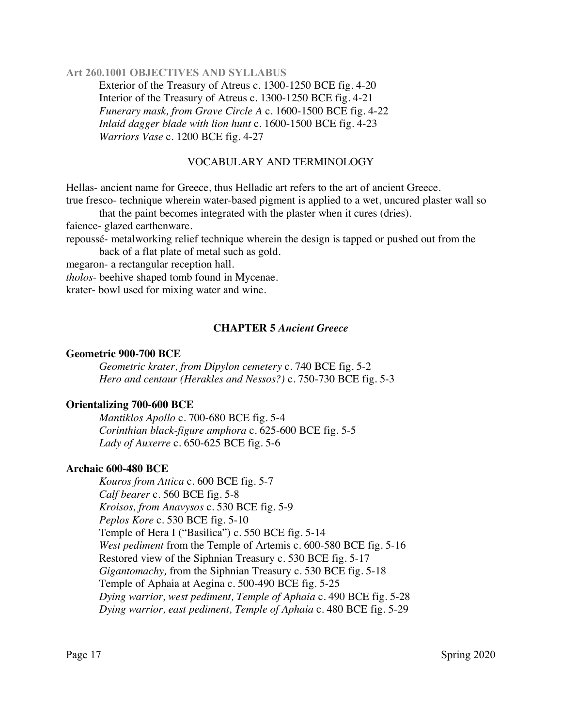Exterior of the Treasury of Atreus c. 1300-1250 BCE fig. 4-20
Interior of the Treasury of Atreus c. 1300-1250 BCE fig. 4-21
*Funerary mask, from Grave Circle A* c. 1600-1500 BCE fig. 4-22
*Inlaid dagger blade with lion hunt* c. 1600-1500 BCE fig. 4-23
*Warriors Vase* c. 1200 BCE fig. 4-27

## VOCABULARY AND TERMINOLOGY

Hellas- ancient name for Greece, thus Helladic art refers to the art of ancient Greece.
true fresco- technique wherein water-based pigment is applied to a wet, uncured plaster wall so that the paint becomes integrated with the plaster when it cures (dries).
faience- glazed earthenware.
repoussé- metalworking relief technique wherein the design is tapped or pushed out from the back of a flat plate of metal such as gold.
megaron- a rectangular reception hall.
*tholos*- beehive shaped tomb found in Mycenae.
krater- bowl used for mixing water and wine.

## CHAPTER 5 *Ancient Greece*

### Geometric 900-700 BCE

*Geometric krater, from Dipylon cemetery* c. 740 BCE fig. 5-2
*Hero and centaur (Herakles and Nessos?)* c. 750-730 BCE fig. 5-3

### Orientalizing 700-600 BCE

*Mantiklos Apollo* c. 700-680 BCE fig. 5-4
*Corinthian black-figure amphora* c. 625-600 BCE fig. 5-5
*Lady of Auxerre* c. 650-625 BCE fig. 5-6

### Archaic 600-480 BCE

*Kouros from Attica* c. 600 BCE fig. 5-7
*Calf bearer* c. 560 BCE fig. 5-8
*Kroisos, from Anavysos* c. 530 BCE fig. 5-9
*Peplos Kore* c. 530 BCE fig. 5-10
Temple of Hera I ("Basilica") c. 550 BCE fig. 5-14
*West pediment* from the Temple of Artemis c. 600-580 BCE fig. 5-16
Restored view of the Siphnian Treasury c. 530 BCE fig. 5-17
*Gigantomachy,* from the Siphnian Treasury c. 530 BCE fig. 5-18
Temple of Aphaia at Aegina c. 500-490 BCE fig. 5-25
*Dying warrior, west pediment, Temple of Aphaia* c. 490 BCE fig. 5-28
*Dying warrior, east pediment, Temple of Aphaia* c. 480 BCE fig. 5-29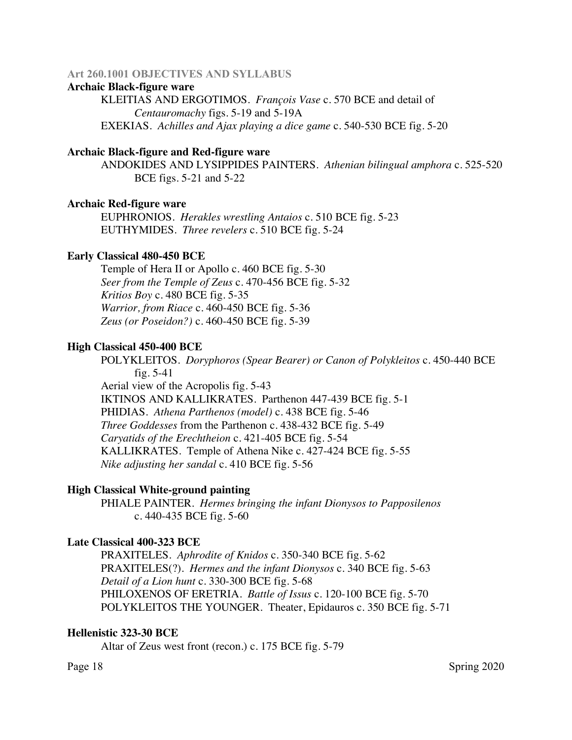## Art 260.1001 OBJECTIVES AND SYLLABUS

### Archaic Black-figure ware

KLEITIAS AND ERGOTIMOS. *François Vase* c. 570 BCE and detail of *Centauromachy* figs. 5-19 and 5-19A
EXEKIAS. *Achilles and Ajax playing a dice game* c. 540-530 BCE fig. 5-20

### Archaic Black-figure and Red-figure ware

ANDOKIDES AND LYSIPPIDES PAINTERS. *Athenian bilingual amphora* c. 525-520 BCE figs. 5-21 and 5-22

### Archaic Red-figure ware

EUPHRONIOS. *Herakles wrestling Antaios* c. 510 BCE fig. 5-23
EUTHYMIDES. *Three revelers* c. 510 BCE fig. 5-24

### Early Classical 480-450 BCE

Temple of Hera II or Apollo c. 460 BCE fig. 5-30
*Seer from the Temple of Zeus* c. 470-456 BCE fig. 5-32
*Kritios Boy* c. 480 BCE fig. 5-35
*Warrior, from Riace* c. 460-450 BCE fig. 5-36
*Zeus (or Poseidon?)* c. 460-450 BCE fig. 5-39

### High Classical 450-400 BCE

POLYKLEITOS. *Doryphoros (Spear Bearer) or Canon of Polykleitos* c. 450-440 BCE fig. 5-41
Aerial view of the Acropolis fig. 5-43
IKTINOS AND KALLIKRATES. Parthenon 447-439 BCE fig. 5-1
PHIDIAS. *Athena Parthenos (model)* c. 438 BCE fig. 5-46
*Three Goddesses* from the Parthenon c. 438-432 BCE fig. 5-49
*Caryatids of the Erechtheion* c. 421-405 BCE fig. 5-54
KALLIKRATES. Temple of Athena Nike c. 427-424 BCE fig. 5-55
*Nike adjusting her sandal* c. 410 BCE fig. 5-56

### High Classical White-ground painting

PHIALE PAINTER. *Hermes bringing the infant Dionysos to Papposilenos* c. 440-435 BCE fig. 5-60

### Late Classical 400-323 BCE

PRAXITELES. *Aphrodite of Knidos* c. 350-340 BCE fig. 5-62
PRAXITELES(?). *Hermes and the infant Dionysos* c. 340 BCE fig. 5-63
*Detail of a Lion hunt* c. 330-300 BCE fig. 5-68
PHILOXENOS OF ERETRIA. *Battle of Issus* c. 120-100 BCE fig. 5-70
POLYKLEITOS THE YOUNGER. Theater, Epidauros c. 350 BCE fig. 5-71

### Hellenistic 323-30 BCE

Altar of Zeus west front (recon.) c. 175 BCE fig. 5-79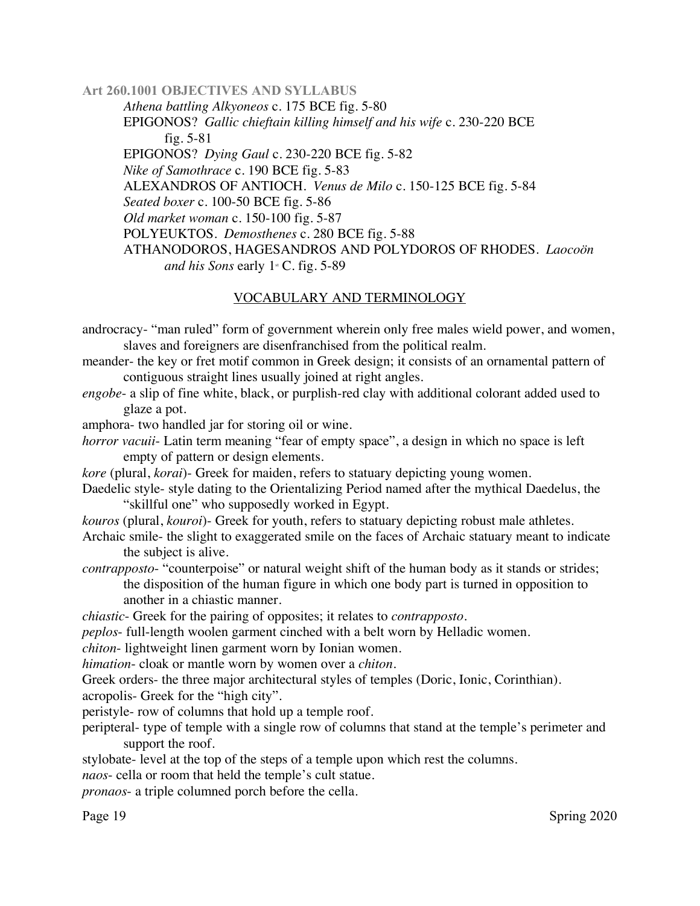Athena battling Alkyoneos c. 175 BCE fig. 5-80

EPIGONOS? *Gallic chieftain killing himself and his wife* c. 230-220 BCE fig. 5-81

EPIGONOS? *Dying Gaul* c. 230-220 BCE fig. 5-82

*Nike of Samothrace* c. 190 BCE fig. 5-83

ALEXANDROS OF ANTIOCH. *Venus de Milo* c. 150-125 BCE fig. 5-84

*Seated boxer* c. 100-50 BCE fig. 5-86

*Old market woman* c. 150-100 fig. 5-87

POLYEUKTOS. *Demosthenes* c. 280 BCE fig. 5-88

ATHANODOROS, HAGESANDROS AND POLYDOROS OF RHODES. *Laocoön and his Sons* early 1st C. fig. 5-89

## VOCABULARY AND TERMINOLOGY

androcracy- "man ruled" form of government wherein only free males wield power, and women, slaves and foreigners are disenfranchised from the political realm.

meander- the key or fret motif common in Greek design; it consists of an ornamental pattern of contiguous straight lines usually joined at right angles.

*engobe*- a slip of fine white, black, or purplish-red clay with additional colorant added used to glaze a pot.

amphora- two handled jar for storing oil or wine.

*horror vacuii*- Latin term meaning "fear of empty space", a design in which no space is left empty of pattern or design elements.

*kore* (plural, *korai*)- Greek for maiden, refers to statuary depicting young women.

Daedelic style- style dating to the Orientalizing Period named after the mythical Daedelus, the "skillful one" who supposedly worked in Egypt.

*kouros* (plural, *kouroi*)- Greek for youth, refers to statuary depicting robust male athletes.

Archaic smile- the slight to exaggerated smile on the faces of Archaic statuary meant to indicate the subject is alive.

*contrapposto*- "counterpoise" or natural weight shift of the human body as it stands or strides; the disposition of the human figure in which one body part is turned in opposition to another in a chiastic manner.

*chiastic*- Greek for the pairing of opposites; it relates to *contrapposto*.

*peplos*- full-length woolen garment cinched with a belt worn by Helladic women.

*chiton*- lightweight linen garment worn by Ionian women.

*himation*- cloak or mantle worn by women over a *chiton*.

Greek orders- the three major architectural styles of temples (Doric, Ionic, Corinthian).

acropolis- Greek for the "high city".

peristyle- row of columns that hold up a temple roof.

peripteral- type of temple with a single row of columns that stand at the temple's perimeter and support the roof.

stylobate- level at the top of the steps of a temple upon which rest the columns.

*naos*- cella or room that held the temple's cult statue.

*pronaos*- a triple columned porch before the cella.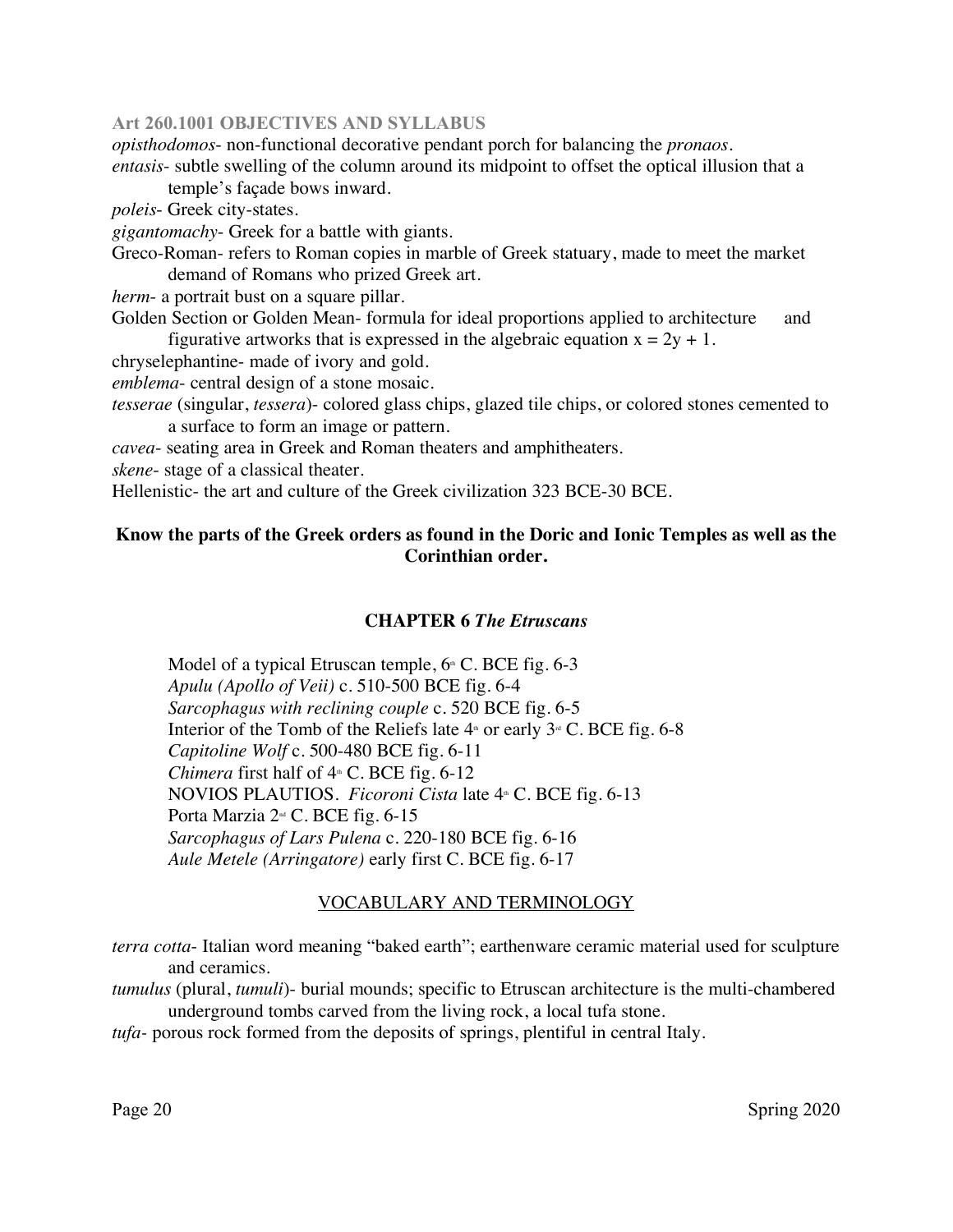*opisthodomos*- non-functional decorative pendant porch for balancing the *pronaos*.

*entasis*- subtle swelling of the column around its midpoint to offset the optical illusion that a temple's façade bows inward.

*poleis*- Greek city-states.

*gigantomachy*- Greek for a battle with giants.

Greco-Roman- refers to Roman copies in marble of Greek statuary, made to meet the market demand of Romans who prized Greek art.

*herm*- a portrait bust on a square pillar.

Golden Section or Golden Mean- formula for ideal proportions applied to architecture and figurative artworks that is expressed in the algebraic equation $x = 2y + 1$.

chryselephantine- made of ivory and gold.

*emblema*- central design of a stone mosaic.

*tesserae* (singular, *tessera*)- colored glass chips, glazed tile chips, or colored stones cemented to a surface to form an image or pattern.

*cavea*- seating area in Greek and Roman theaters and amphitheaters.

*skene*- stage of a classical theater.

Hellenistic- the art and culture of the Greek civilization 323 BCE-30 BCE.

**Know the parts of the Greek orders as found in the Doric and Ionic Temples as well as the Corinthian order.**

## CHAPTER 6 *The Etruscans*

Model of a typical Etruscan temple, 6th C. BCE fig. 6-3
*Apulu (Apollo of Veii)* c. 510-500 BCE fig. 6-4
*Sarcophagus with reclining couple* c. 520 BCE fig. 6-5
Interior of the Tomb of the Reliefs late 4th or early 3rd C. BCE fig. 6-8
*Capitoline Wolf* c. 500-480 BCE fig. 6-11
*Chimera* first half of 4th C. BCE fig. 6-12
NOVIOS PLAUTIOS. *Ficoroni Cista* late 4th C. BCE fig. 6-13
Porta Marzia 2nd C. BCE fig. 6-15
*Sarcophagus of Lars Pulena* c. 220-180 BCE fig. 6-16
*Aule Metele (Arringatore)* early first C. BCE fig. 6-17

### VOCABULARY AND TERMINOLOGY

*terra cotta*- Italian word meaning "baked earth"; earthenware ceramic material used for sculpture and ceramics.

*tumulus* (plural, *tumuli*)- burial mounds; specific to Etruscan architecture is the multi-chambered underground tombs carved from the living rock, a local tufa stone.

*tufa*- porous rock formed from the deposits of springs, plentiful in central Italy.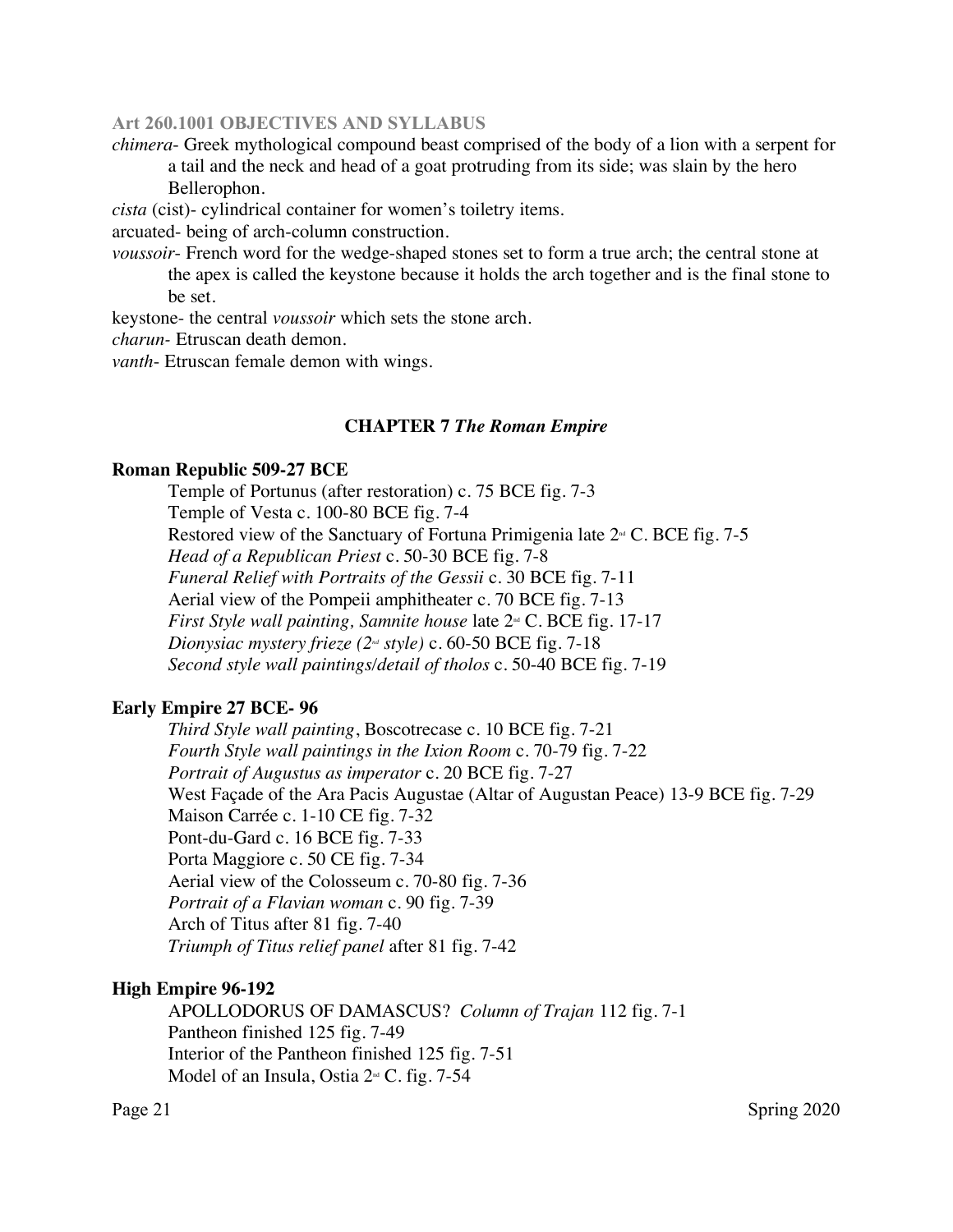**Art 260.1001 OBJECTIVES AND SYLLABUS**

*chimera*- Greek mythological compound beast comprised of the body of a lion with a serpent for a tail and the neck and head of a goat protruding from its side; was slain by the hero Bellerophon.

*cista* (cist)- cylindrical container for women's toiletry items.

arcuated- being of arch-column construction.

*voussoir*- French word for the wedge-shaped stones set to form a true arch; the central stone at the apex is called the keystone because it holds the arch together and is the final stone to be set.

keystone- the central *voussoir* which sets the stone arch.

*charun*- Etruscan death demon.

*vanth*- Etruscan female demon with wings.

## CHAPTER 7 *The Roman Empire*

### Roman Republic 509-27 BCE

Temple of Portunus (after restoration) c. 75 BCE fig. 7-3
Temple of Vesta c. 100-80 BCE fig. 7-4
Restored view of the Sanctuary of Fortuna Primigenia late 2nd C. BCE fig. 7-5
*Head of a Republican Priest* c. 50-30 BCE fig. 7-8
*Funeral Relief with Portraits of the Gessii* c. 30 BCE fig. 7-11
Aerial view of the Pompeii amphitheater c. 70 BCE fig. 7-13
*First Style wall painting, Samnite house* late 2nd C. BCE fig. 17-17
*Dionysiac mystery frieze (2nd style)* c. 60-50 BCE fig. 7-18
*Second style wall paintings/detail of tholos* c. 50-40 BCE fig. 7-19

### Early Empire 27 BCE- 96

*Third Style wall painting*, Boscotrecase c. 10 BCE fig. 7-21
*Fourth Style wall paintings in the Ixion Room* c. 70-79 fig. 7-22
*Portrait of Augustus as imperator* c. 20 BCE fig. 7-27
West Façade of the Ara Pacis Augustae (Altar of Augustan Peace) 13-9 BCE fig. 7-29
Maison Carrée c. 1-10 CE fig. 7-32
Pont-du-Gard c. 16 BCE fig. 7-33
Porta Maggiore c. 50 CE fig. 7-34
Aerial view of the Colosseum c. 70-80 fig. 7-36
*Portrait of a Flavian woman* c. 90 fig. 7-39
Arch of Titus after 81 fig. 7-40
*Triumph of Titus relief panel* after 81 fig. 7-42

### High Empire 96-192

APOLLODORUS OF DAMASCUS? *Column of Trajan* 112 fig. 7-1
Pantheon finished 125 fig. 7-49
Interior of the Pantheon finished 125 fig. 7-51
Model of an Insula, Ostia 2nd C. fig. 7-54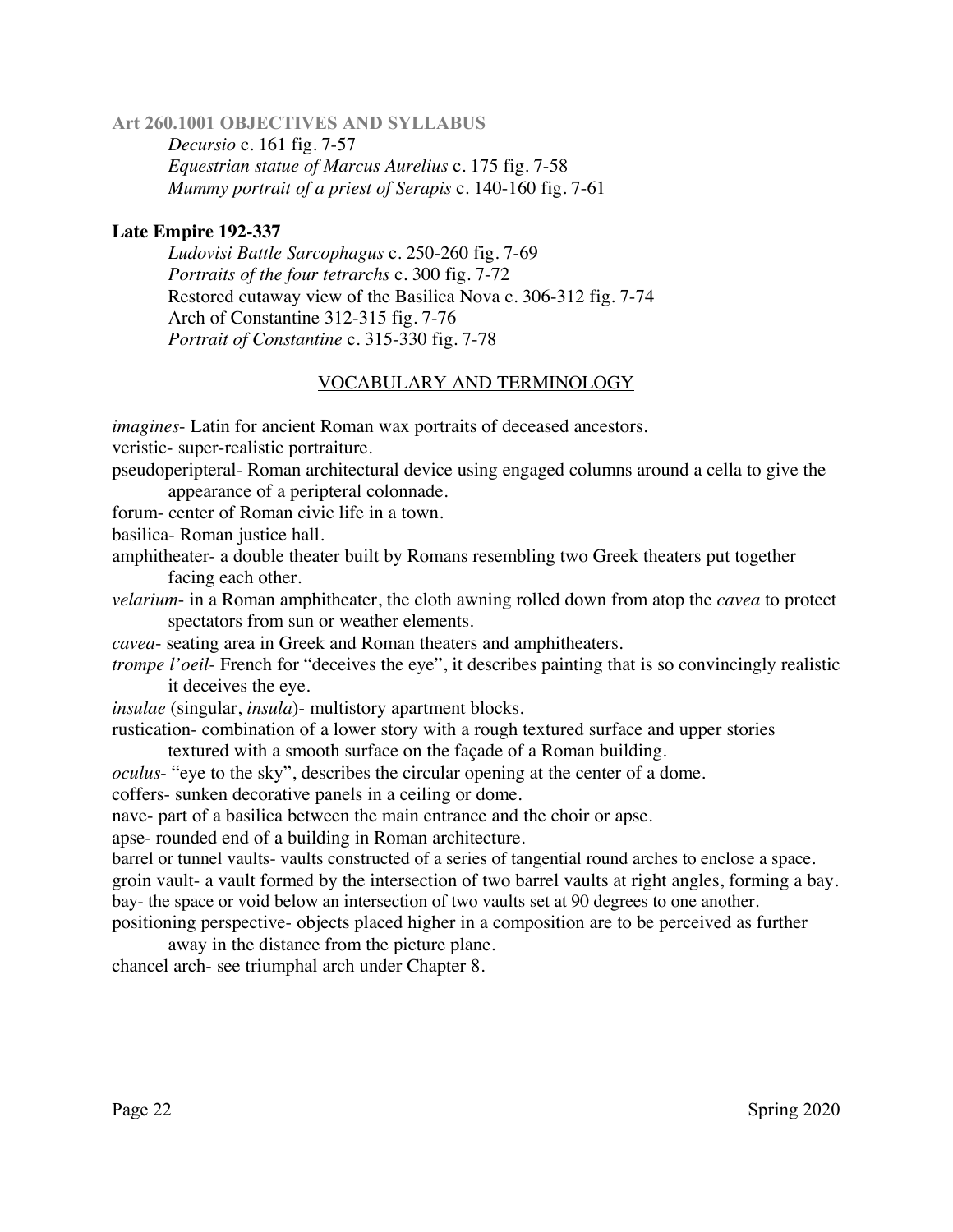*Decursio* c. 161 fig. 7-57
*Equestrian statue of Marcus Aurelius* c. 175 fig. 7-58
*Mummy portrait of a priest of Serapis* c. 140-160 fig. 7-61

**Late Empire 192-337**

*Ludovisi Battle Sarcophagus* c. 250-260 fig. 7-69
*Portraits of the four tetrarchs* c. 300 fig. 7-72
Restored cutaway view of the Basilica Nova c. 306-312 fig. 7-74
Arch of Constantine 312-315 fig. 7-76
*Portrait of Constantine* c. 315-330 fig. 7-78

## VOCABULARY AND TERMINOLOGY

*imagines*- Latin for ancient Roman wax portraits of deceased ancestors.

veristic- super-realistic portraiture.

pseudoperipteral- Roman architectural device using engaged columns around a cella to give the appearance of a peripteral colonnade.

forum- center of Roman civic life in a town.

basilica- Roman justice hall.

amphitheater- a double theater built by Romans resembling two Greek theaters put together facing each other.

*velarium*- in a Roman amphitheater, the cloth awning rolled down from atop the *cavea* to protect spectators from sun or weather elements.

*cavea*- seating area in Greek and Roman theaters and amphitheaters.

*trompe l'oeil*- French for "deceives the eye", it describes painting that is so convincingly realistic it deceives the eye.

*insulae* (singular, *insula*)- multistory apartment blocks.

rustication- combination of a lower story with a rough textured surface and upper stories textured with a smooth surface on the façade of a Roman building.

*oculus*- "eye to the sky", describes the circular opening at the center of a dome.

coffers- sunken decorative panels in a ceiling or dome.

nave- part of a basilica between the main entrance and the choir or apse.

apse- rounded end of a building in Roman architecture.

barrel or tunnel vaults- vaults constructed of a series of tangential round arches to enclose a space.

groin vault- a vault formed by the intersection of two barrel vaults at right angles, forming a bay.

bay- the space or void below an intersection of two vaults set at 90 degrees to one another.

positioning perspective- objects placed higher in a composition are to be perceived as further away in the distance from the picture plane.

chancel arch- see triumphal arch under Chapter 8.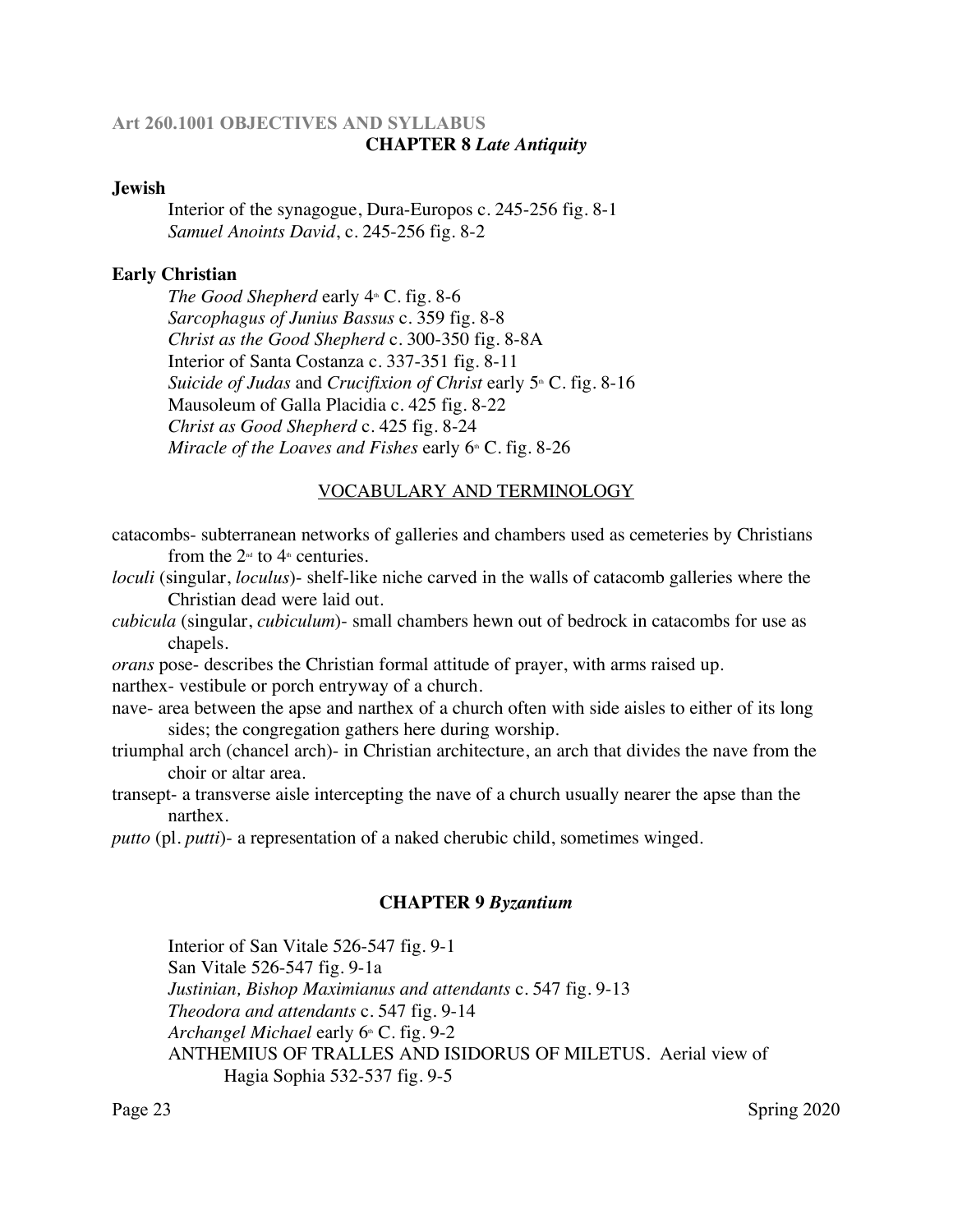**Art 260.1001 OBJECTIVES AND SYLLABUS**

## CHAPTER 8 *Late Antiquity*

### Jewish

Interior of the synagogue, Dura-Europos c. 245-256 fig. 8-1
*Samuel Anoints David*, c. 245-256 fig. 8-2

### Early Christian

*The Good Shepherd* early 4th C. fig. 8-6
*Sarcophagus of Junius Bassus* c. 359 fig. 8-8
*Christ as the Good Shepherd* c. 300-350 fig. 8-8A
Interior of Santa Costanza c. 337-351 fig. 8-11
*Suicide of Judas* and *Crucifixion of Christ* early 5th C. fig. 8-16
Mausoleum of Galla Placidia c. 425 fig. 8-22
*Christ as Good Shepherd* c. 425 fig. 8-24
*Miracle of the Loaves and Fishes* early 6th C. fig. 8-26

### VOCABULARY AND TERMINOLOGY

catacombs- subterranean networks of galleries and chambers used as cemeteries by Christians from the 2nd to 4th centuries.

*loculi* (singular, *loculus*)- shelf-like niche carved in the walls of catacomb galleries where the Christian dead were laid out.

*cubicula* (singular, *cubiculum*)- small chambers hewn out of bedrock in catacombs for use as chapels.

*orans* pose- describes the Christian formal attitude of prayer, with arms raised up.

narthex- vestibule or porch entryway of a church.

nave- area between the apse and narthex of a church often with side aisles to either of its long sides; the congregation gathers here during worship.

triumphal arch (chancel arch)- in Christian architecture, an arch that divides the nave from the choir or altar area.

transept- a transverse aisle intercepting the nave of a church usually nearer the apse than the narthex.

*putto* (pl. *putti*)- a representation of a naked cherubic child, sometimes winged.

## CHAPTER 9 *Byzantium*

Interior of San Vitale 526-547 fig. 9-1
San Vitale 526-547 fig. 9-1a
*Justinian, Bishop Maximianus and attendants* c. 547 fig. 9-13
*Theodora and attendants* c. 547 fig. 9-14
*Archangel Michael* early 6th C. fig. 9-2
ANTHEMIUS OF TRALLES AND ISIDORUS OF MILETUS. Aerial view of Hagia Sophia 532-537 fig. 9-5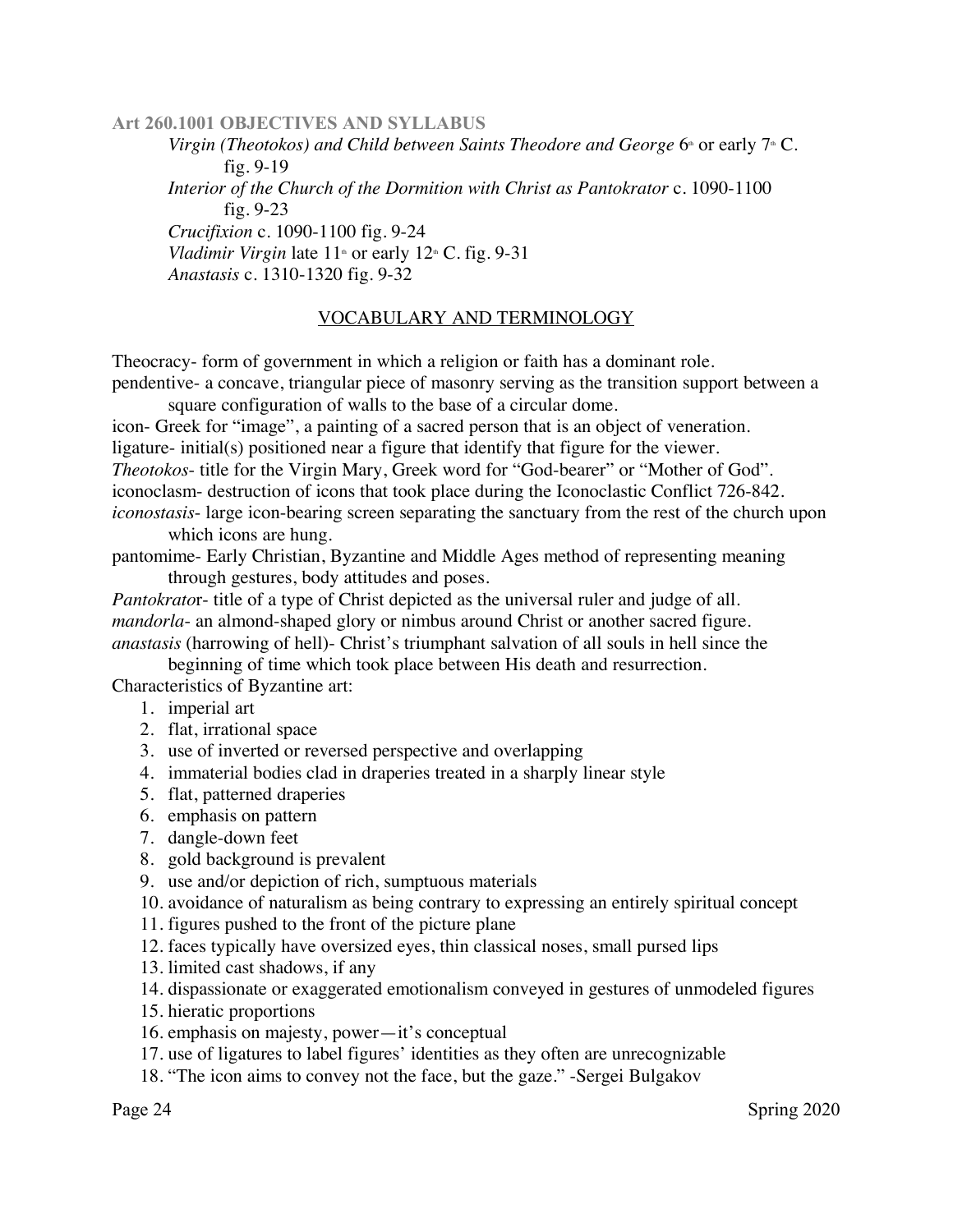**Art 260.1001 OBJECTIVES AND SYLLABUS**

*Virgin (Theotokos) and Child between Saints Theodore and George* 6th or early 7th C. fig. 9-19
*Interior of the Church of the Dormition with Christ as Pantokrator* c. 1090-1100 fig. 9-23
*Crucifixion* c. 1090-1100 fig. 9-24
*Vladimir Virgin* late 11th or early 12th C. fig. 9-31
*Anastasis* c. 1310-1320 fig. 9-32

## VOCABULARY AND TERMINOLOGY

Theocracy- form of government in which a religion or faith has a dominant role.
pendentive- a concave, triangular piece of masonry serving as the transition support between a square configuration of walls to the base of a circular dome.
icon- Greek for "image", a painting of a sacred person that is an object of veneration.
ligature- initial(s) positioned near a figure that identify that figure for the viewer.
*Theotokos*- title for the Virgin Mary, Greek word for "God-bearer" or "Mother of God".
iconoclasm- destruction of icons that took place during the Iconoclastic Conflict 726-842.
*iconostasis*- large icon-bearing screen separating the sanctuary from the rest of the church upon which icons are hung.
pantomime- Early Christian, Byzantine and Middle Ages method of representing meaning through gestures, body attitudes and poses.
*Pantokrator*- title of a type of Christ depicted as the universal ruler and judge of all.
*mandorla*- an almond-shaped glory or nimbus around Christ or another sacred figure.
*anastasis* (harrowing of hell)- Christ's triumphant salvation of all souls in hell since the beginning of time which took place between His death and resurrection.

Characteristics of Byzantine art:

1. imperial art
2. flat, irrational space
3. use of inverted or reversed perspective and overlapping
4. immaterial bodies clad in draperies treated in a sharply linear style
5. flat, patterned draperies
6. emphasis on pattern
7. dangle-down feet
8. gold background is prevalent
9. use and/or depiction of rich, sumptuous materials
10. avoidance of naturalism as being contrary to expressing an entirely spiritual concept
11. figures pushed to the front of the picture plane
12. faces typically have oversized eyes, thin classical noses, small pursed lips
13. limited cast shadows, if any
14. dispassionate or exaggerated emotionalism conveyed in gestures of unmodeled figures
15. hieratic proportions
16. emphasis on majesty, power—it's conceptual
17. use of ligatures to label figures' identities as they often are unrecognizable
18. "The icon aims to convey not the face, but the gaze." -Sergei Bulgakov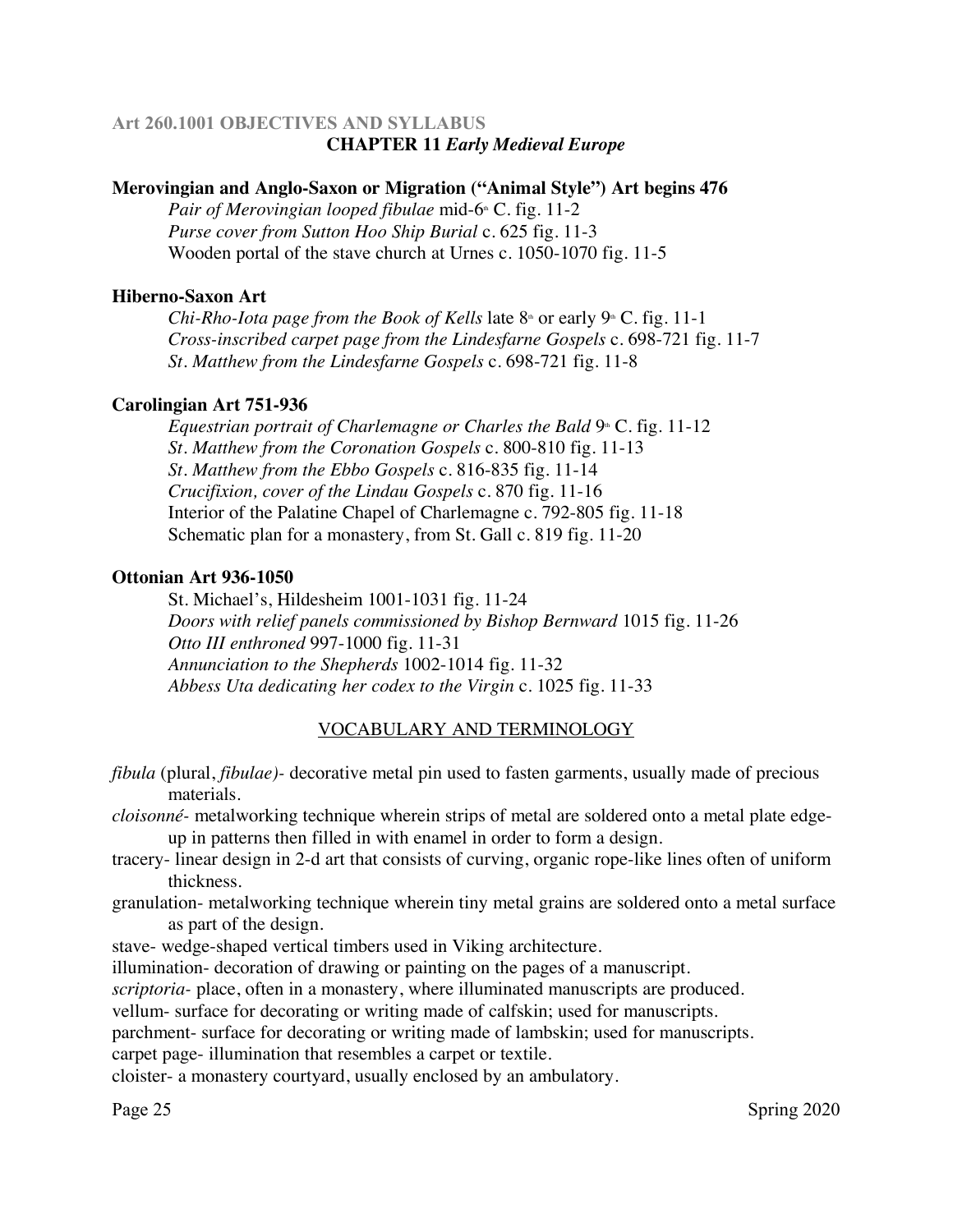## Art 260.1001 OBJECTIVES AND SYLLABUS

### CHAPTER 11 *Early Medieval Europe*

**Merovingian and Anglo-Saxon or Migration ("Animal Style") Art begins 476**

*Pair of Merovingian looped fibulae* mid-6th C. fig. 11-2
*Purse cover from Sutton Hoo Ship Burial* c. 625 fig. 11-3
Wooden portal of the stave church at Urnes c. 1050-1070 fig. 11-5

**Hiberno-Saxon Art**

*Chi-Rho-Iota page from the Book of Kells* late 8th or early 9th C. fig. 11-1
*Cross-inscribed carpet page from the Lindesfarne Gospels* c. 698-721 fig. 11-7
*St. Matthew from the Lindesfarne Gospels* c. 698-721 fig. 11-8

**Carolingian Art 751-936**

*Equestrian portrait of Charlemagne or Charles the Bald* 9th C. fig. 11-12
*St. Matthew from the Coronation Gospels* c. 800-810 fig. 11-13
*St. Matthew from the Ebbo Gospels* c. 816-835 fig. 11-14
*Crucifixion, cover of the Lindau Gospels* c. 870 fig. 11-16
Interior of the Palatine Chapel of Charlemagne c. 792-805 fig. 11-18
Schematic plan for a monastery, from St. Gall c. 819 fig. 11-20

**Ottonian Art 936-1050**

St. Michael's, Hildesheim 1001-1031 fig. 11-24
*Doors with relief panels commissioned by Bishop Bernward* 1015 fig. 11-26
*Otto III enthroned* 997-1000 fig. 11-31
*Annunciation to the Shepherds* 1002-1014 fig. 11-32
*Abbess Uta dedicating her codex to the Virgin* c. 1025 fig. 11-33

### VOCABULARY AND TERMINOLOGY

*fibula* (plural, *fibulae)*- decorative metal pin used to fasten garments, usually made of precious materials.
*cloisonné*- metalworking technique wherein strips of metal are soldered onto a metal plate edge-up in patterns then filled in with enamel in order to form a design.
tracery- linear design in 2-d art that consists of curving, organic rope-like lines often of uniform thickness.
granulation- metalworking technique wherein tiny metal grains are soldered onto a metal surface as part of the design.
stave- wedge-shaped vertical timbers used in Viking architecture.
illumination- decoration of drawing or painting on the pages of a manuscript.
*scriptoria*- place, often in a monastery, where illuminated manuscripts are produced.
vellum- surface for decorating or writing made of calfskin; used for manuscripts.
parchment- surface for decorating or writing made of lambskin; used for manuscripts.
carpet page- illumination that resembles a carpet or textile.
cloister- a monastery courtyard, usually enclosed by an ambulatory.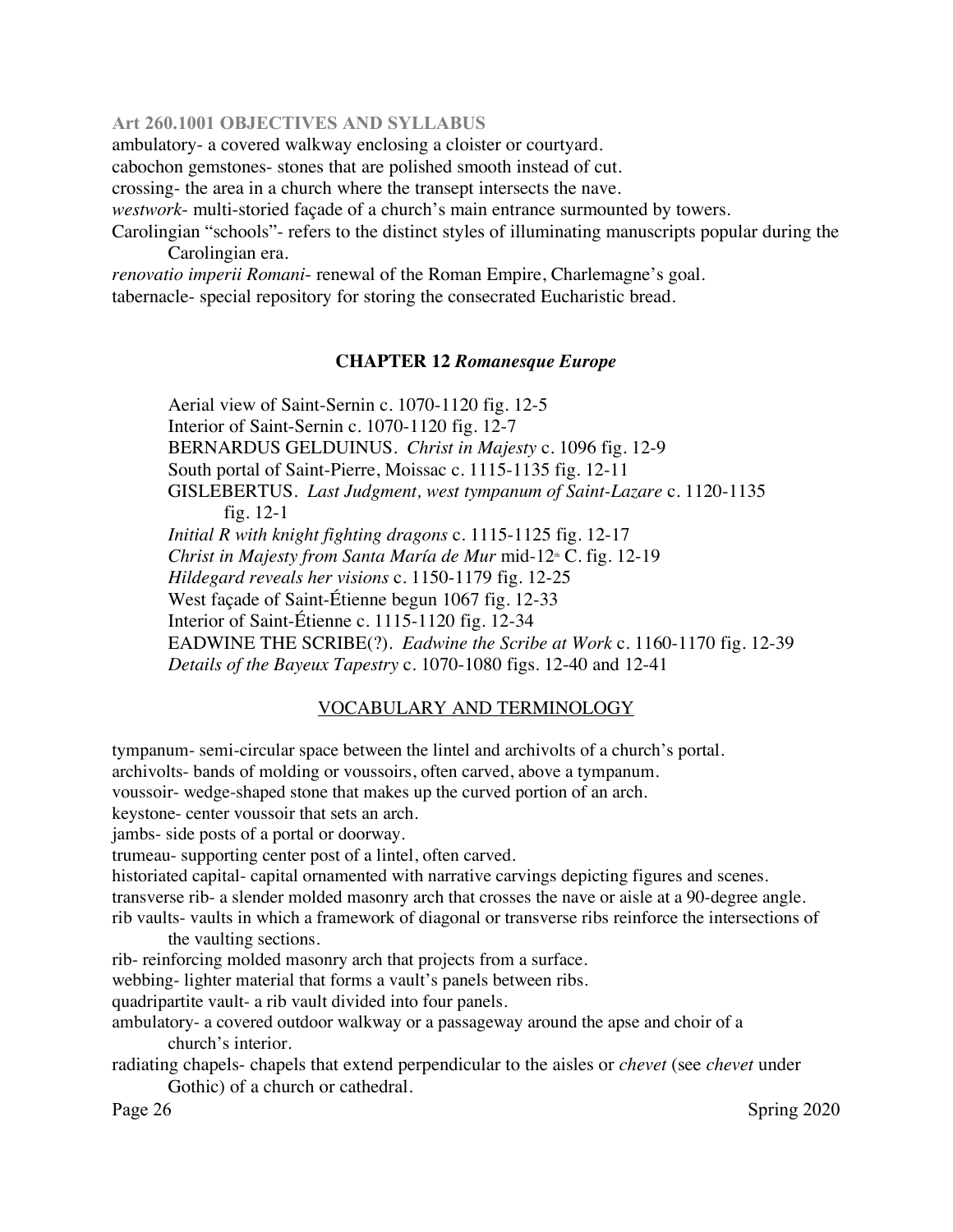ambulatory- a covered walkway enclosing a cloister or courtyard.
cabochon gemstones- stones that are polished smooth instead of cut.
crossing- the area in a church where the transept intersects the nave.
*westwork*- multi-storied façade of a church's main entrance surmounted by towers.
Carolingian "schools"- refers to the distinct styles of illuminating manuscripts popular during the Carolingian era.
*renovatio imperii Romani*- renewal of the Roman Empire, Charlemagne's goal.
tabernacle- special repository for storing the consecrated Eucharistic bread.

## CHAPTER 12 *Romanesque Europe*

Aerial view of Saint-Sernin c. 1070-1120 fig. 12-5
Interior of Saint-Sernin c. 1070-1120 fig. 12-7
BERNARDUS GELDUINUS. *Christ in Majesty* c. 1096 fig. 12-9
South portal of Saint-Pierre, Moissac c. 1115-1135 fig. 12-11
GISLEBERTUS. *Last Judgment, west tympanum of Saint-Lazare* c. 1120-1135 fig. 12-1
*Initial R with knight fighting dragons* c. 1115-1125 fig. 12-17
*Christ in Majesty from Santa María de Mur* mid-12th C. fig. 12-19
*Hildegard reveals her visions* c. 1150-1179 fig. 12-25
West façade of Saint-Étienne begun 1067 fig. 12-33
Interior of Saint-Étienne c. 1115-1120 fig. 12-34
EADWINE THE SCRIBE(?). *Eadwine the Scribe at Work* c. 1160-1170 fig. 12-39
*Details of the Bayeux Tapestry* c. 1070-1080 figs. 12-40 and 12-41

### VOCABULARY AND TERMINOLOGY

tympanum- semi-circular space between the lintel and archivolts of a church's portal.
archivolts- bands of molding or voussoirs, often carved, above a tympanum.
voussoir- wedge-shaped stone that makes up the curved portion of an arch.
keystone- center voussoir that sets an arch.
jambs- side posts of a portal or doorway.
trumeau- supporting center post of a lintel, often carved.
historiated capital- capital ornamented with narrative carvings depicting figures and scenes.
transverse rib- a slender molded masonry arch that crosses the nave or aisle at a 90-degree angle.
rib vaults- vaults in which a framework of diagonal or transverse ribs reinforce the intersections of the vaulting sections.
rib- reinforcing molded masonry arch that projects from a surface.
webbing- lighter material that forms a vault's panels between ribs.
quadripartite vault- a rib vault divided into four panels.
ambulatory- a covered outdoor walkway or a passageway around the apse and choir of a church's interior.
radiating chapels- chapels that extend perpendicular to the aisles or *chevet* (see *chevet* under Gothic) of a church or cathedral.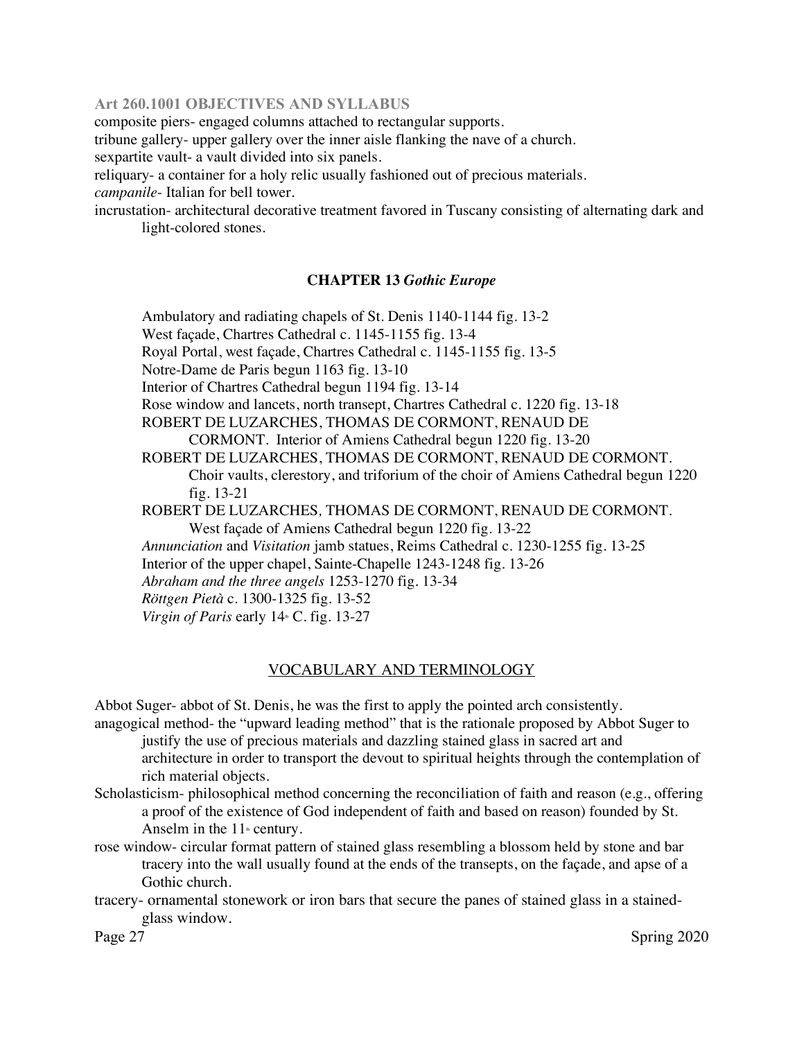composite piers- engaged columns attached to rectangular supports.
tribune gallery- upper gallery over the inner aisle flanking the nave of a church.
sexpartite vault- a vault divided into six panels.
reliquary- a container for a holy relic usually fashioned out of precious materials.
*campanile*- Italian for bell tower.
incrustation- architectural decorative treatment favored in Tuscany consisting of alternating dark and light-colored stones.

## CHAPTER 13 *Gothic Europe*

Ambulatory and radiating chapels of St. Denis 1140-1144 fig. 13-2
West façade, Chartres Cathedral c. 1145-1155 fig. 13-4
Royal Portal, west façade, Chartres Cathedral c. 1145-1155 fig. 13-5
Notre-Dame de Paris begun 1163 fig. 13-10
Interior of Chartres Cathedral begun 1194 fig. 13-14
Rose window and lancets, north transept, Chartres Cathedral c. 1220 fig. 13-18
ROBERT DE LUZARCHES, THOMAS DE CORMONT, RENAUD DE CORMONT. Interior of Amiens Cathedral begun 1220 fig. 13-20
ROBERT DE LUZARCHES, THOMAS DE CORMONT, RENAUD DE CORMONT. Choir vaults, clerestory, and triforium of the choir of Amiens Cathedral begun 1220 fig. 13-21
ROBERT DE LUZARCHES, THOMAS DE CORMONT, RENAUD DE CORMONT. West façade of Amiens Cathedral begun 1220 fig. 13-22
*Annunciation* and *Visitation* jamb statues, Reims Cathedral c. 1230-1255 fig. 13-25
Interior of the upper chapel, Sainte-Chapelle 1243-1248 fig. 13-26
*Abraham and the three angels* 1253-1270 fig. 13-34
*Röttgen Pietà* c. 1300-1325 fig. 13-52
*Virgin of Paris* early 14th C. fig. 13-27

## VOCABULARY AND TERMINOLOGY

Abbot Suger- abbot of St. Denis, he was the first to apply the pointed arch consistently.
anagogical method- the "upward leading method" that is the rationale proposed by Abbot Suger to justify the use of precious materials and dazzling stained glass in sacred art and architecture in order to transport the devout to spiritual heights through the contemplation of rich material objects.
Scholasticism- philosophical method concerning the reconciliation of faith and reason (e.g., offering a proof of the existence of God independent of faith and based on reason) founded by St. Anselm in the 11th century.
rose window- circular format pattern of stained glass resembling a blossom held by stone and bar tracery into the wall usually found at the ends of the transepts, on the façade, and apse of a Gothic church.
tracery- ornamental stonework or iron bars that secure the panes of stained glass in a stained-glass window.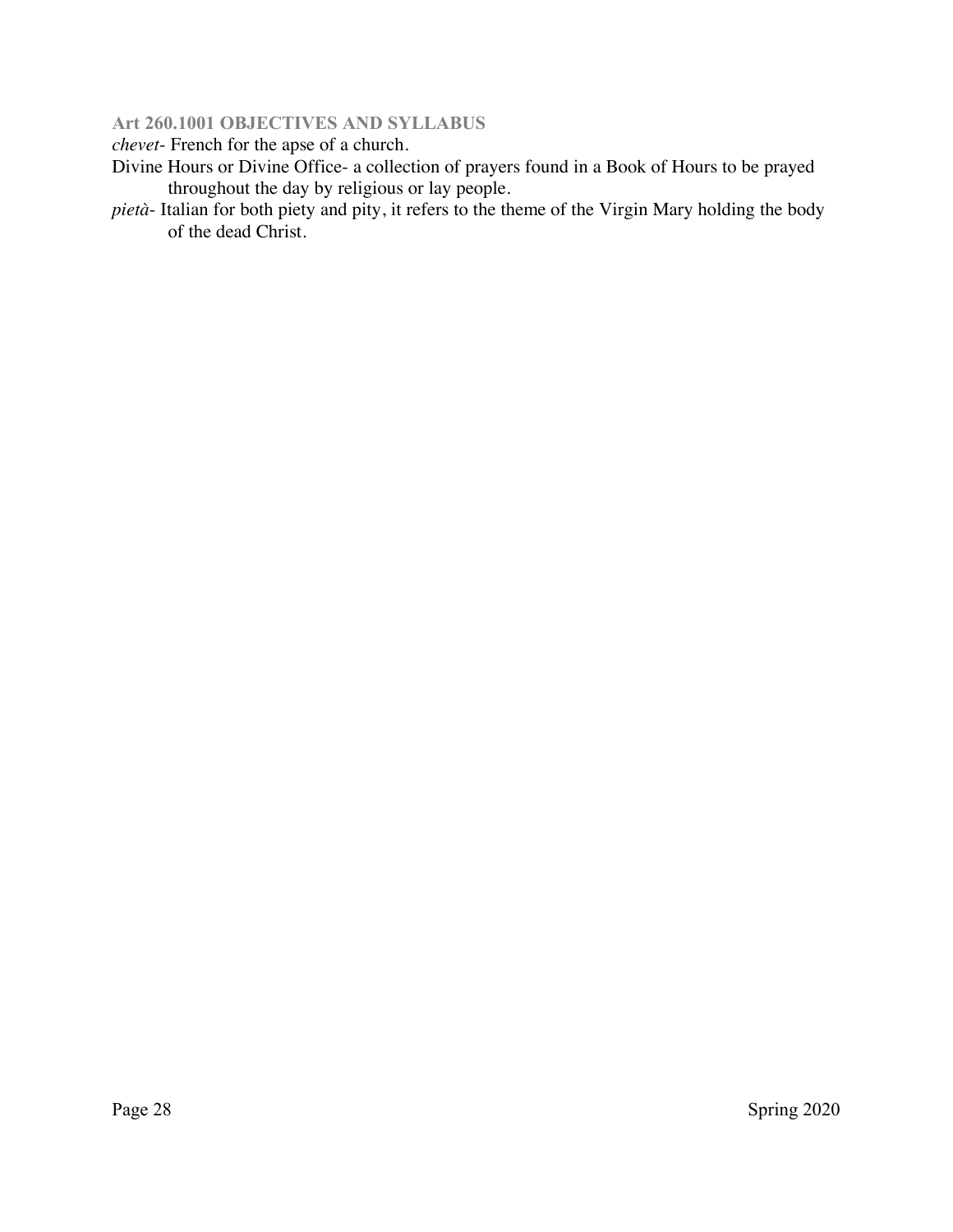*chevet*- French for the apse of a church.

Divine Hours or Divine Office- a collection of prayers found in a Book of Hours to be prayed throughout the day by religious or lay people.

*pietà*- Italian for both piety and pity, it refers to the theme of the Virgin Mary holding the body of the dead Christ.